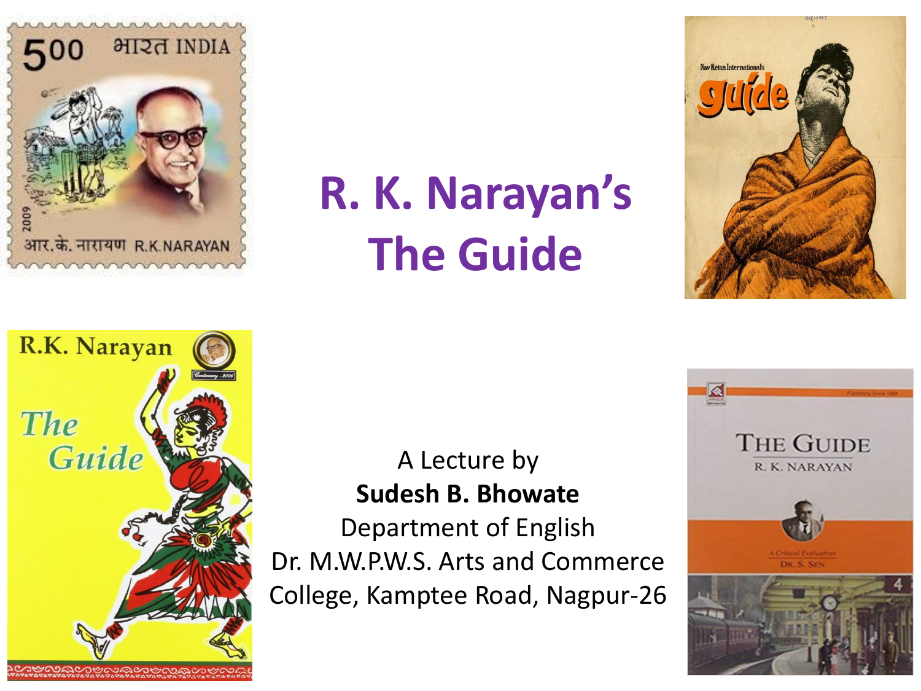# R. K. Narayan's The Guide

A Lecture by

**Sudesh B. Bhowate**

Department of English

Dr. M.W.P.W.S. Arts and Commerce College, Kamptee Road, Nagpur-26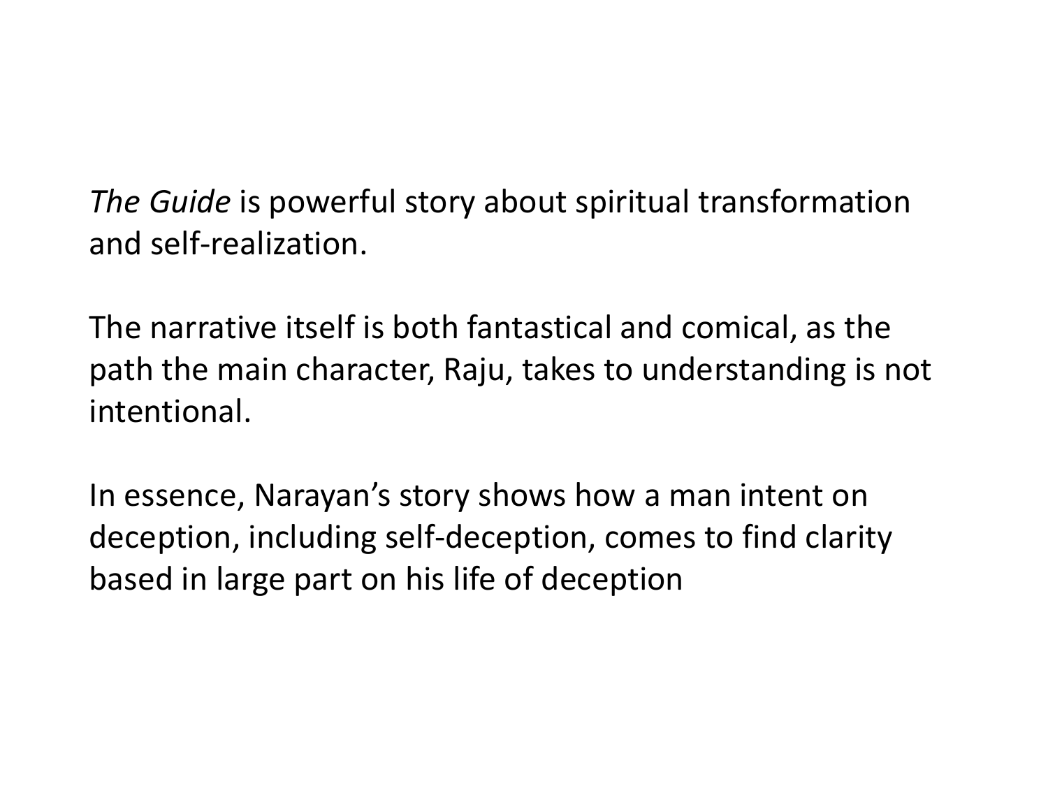*The Guide* is powerful story about spiritual transformation and self-realization.

The narrative itself is both fantastical and comical, as the path the main character, Raju, takes to understanding is not intentional.

In essence, Narayan's story shows how a man intent on deception, including self-deception, comes to find clarity based in large part on his life of deception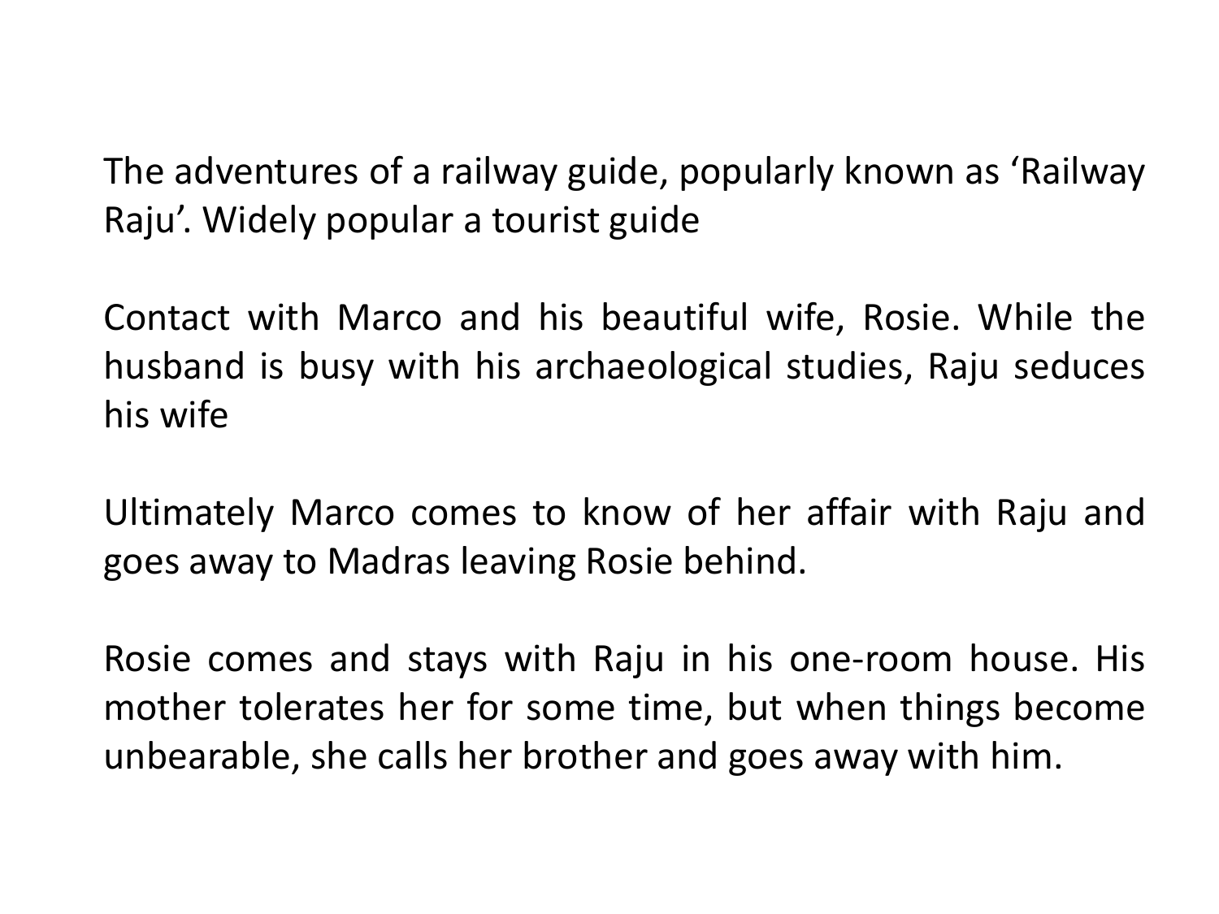The adventures of a railway guide, popularly known as 'Railway Raju'. Widely popular a tourist guide

Contact with Marco and his beautiful wife, Rosie. While the husband is busy with his archaeological studies, Raju seduces his wife

Ultimately Marco comes to know of her affair with Raju and goes away to Madras leaving Rosie behind.

Rosie comes and stays with Raju in his one-room house. His mother tolerates her for some time, but when things become unbearable, she calls her brother and goes away with him.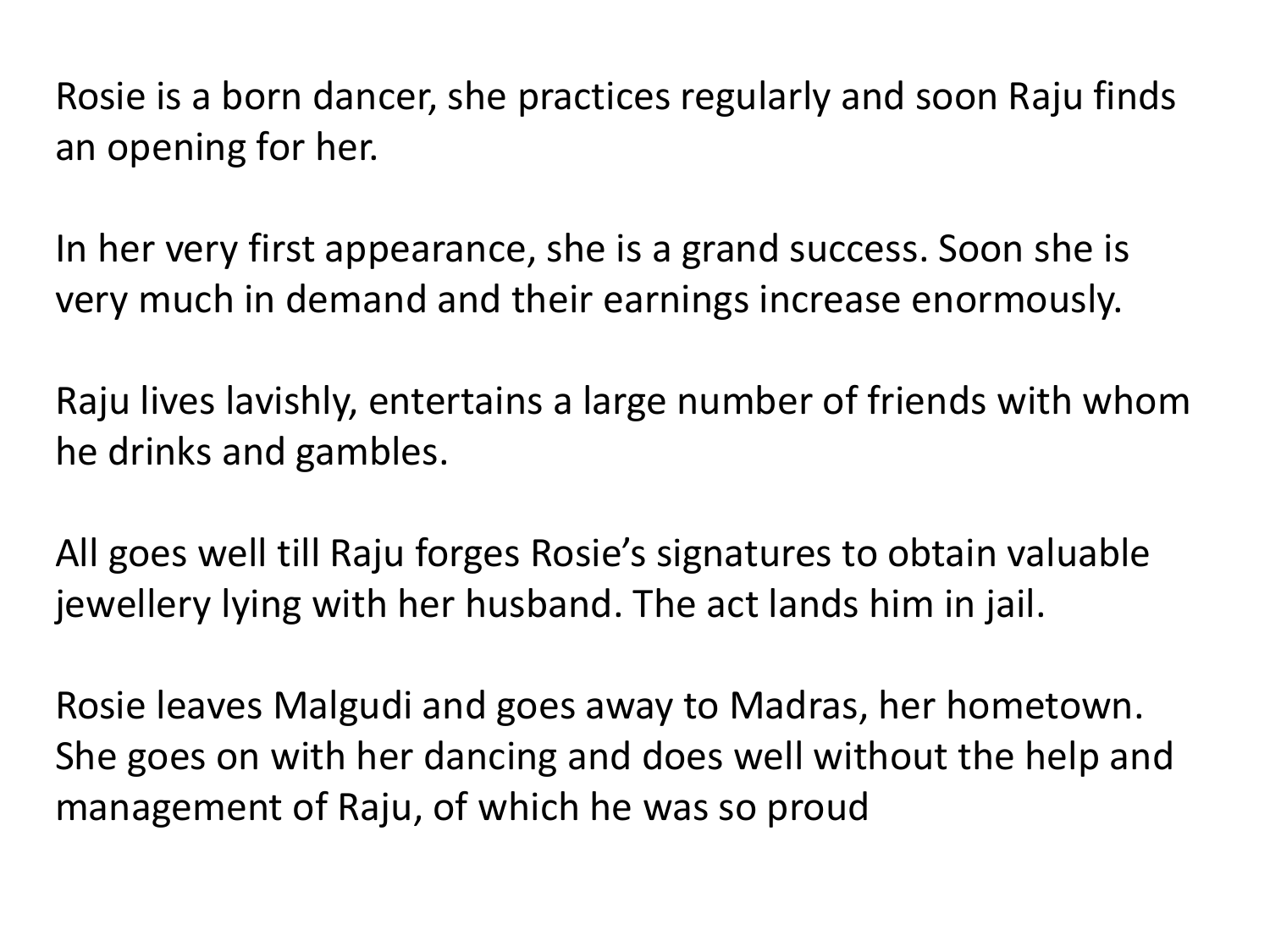Rosie is a born dancer, she practices regularly and soon Raju finds an opening for her.

In her very first appearance, she is a grand success. Soon she is very much in demand and their earnings increase enormously.

Raju lives lavishly, entertains a large number of friends with whom he drinks and gambles.

All goes well till Raju forges Rosie's signatures to obtain valuable jewellery lying with her husband. The act lands him in jail.

Rosie leaves Malgudi and goes away to Madras, her hometown. She goes on with her dancing and does well without the help and management of Raju, of which he was so proud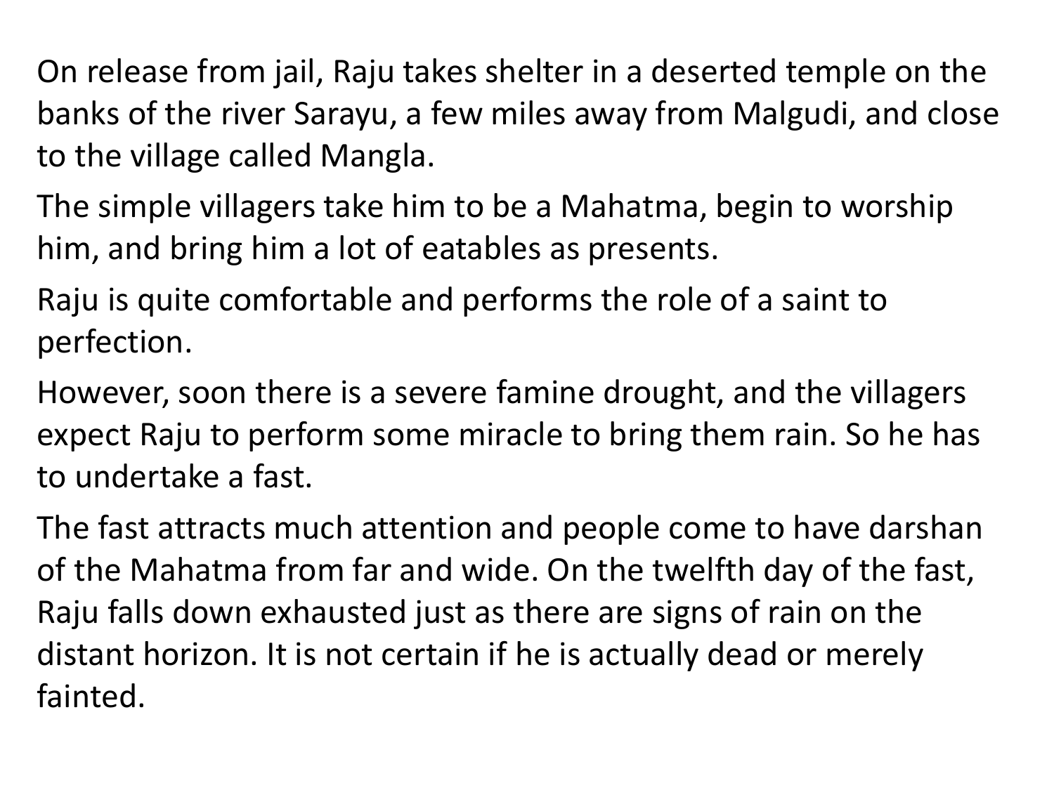On release from jail, Raju takes shelter in a deserted temple on the banks of the river Sarayu, a few miles away from Malgudi, and close to the village called Mangla.

The simple villagers take him to be a Mahatma, begin to worship him, and bring him a lot of eatables as presents.

Raju is quite comfortable and performs the role of a saint to perfection.

However, soon there is a severe famine drought, and the villagers expect Raju to perform some miracle to bring them rain. So he has to undertake a fast.

The fast attracts much attention and people come to have darshan of the Mahatma from far and wide. On the twelfth day of the fast, Raju falls down exhausted just as there are signs of rain on the distant horizon. It is not certain if he is actually dead or merely fainted.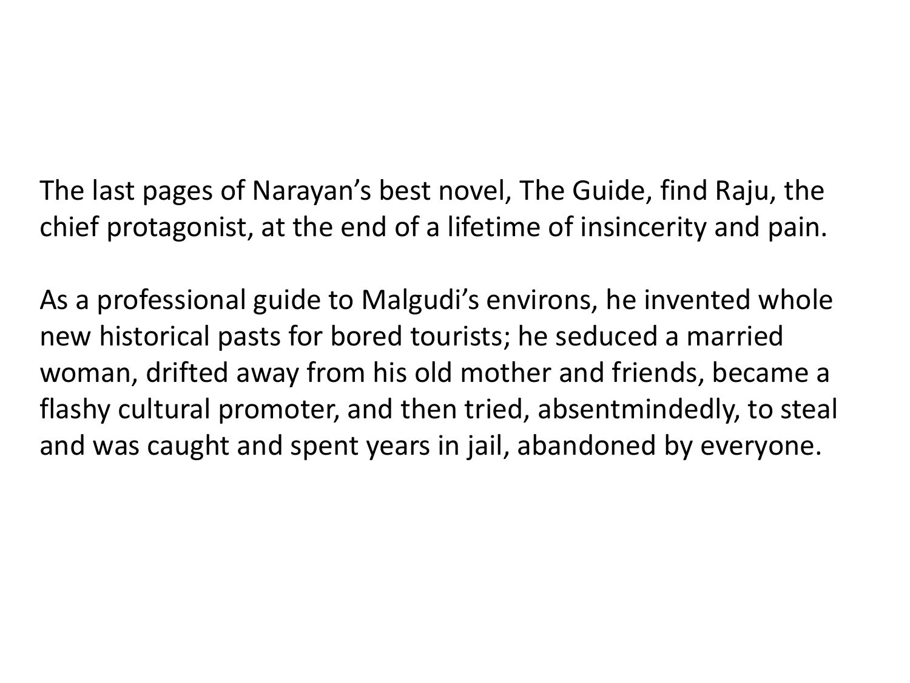The last pages of Narayan's best novel, The Guide, find Raju, the chief protagonist, at the end of a lifetime of insincerity and pain.

As a professional guide to Malgudi's environs, he invented whole new historical pasts for bored tourists; he seduced a married woman, drifted away from his old mother and friends, became a flashy cultural promoter, and then tried, absentmindedly, to steal and was caught and spent years in jail, abandoned by everyone.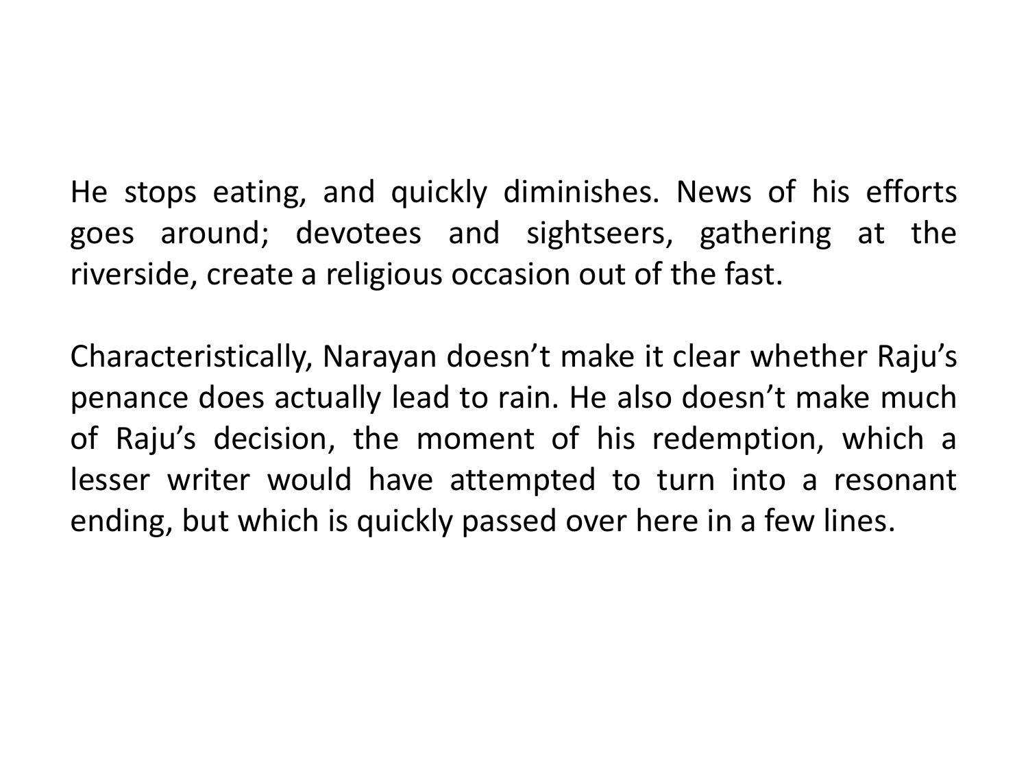He stops eating, and quickly diminishes. News of his efforts goes around; devotees and sightseers, gathering at the riverside, create a religious occasion out of the fast.

Characteristically, Narayan doesn’t make it clear whether Raju’s penance does actually lead to rain. He also doesn’t make much of Raju’s decision, the moment of his redemption, which a lesser writer would have attempted to turn into a resonant ending, but which is quickly passed over here in a few lines.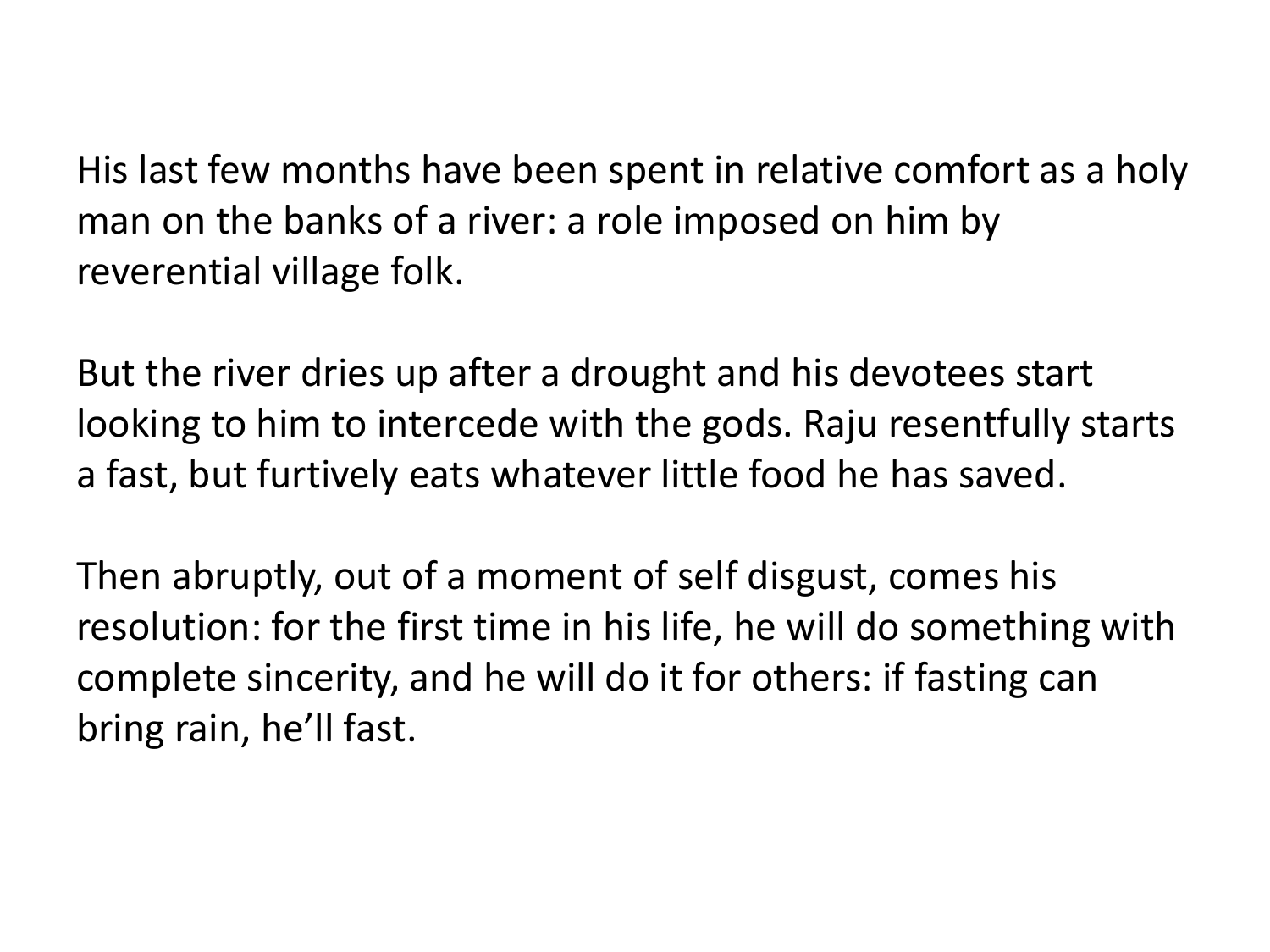His last few months have been spent in relative comfort as a holy man on the banks of a river: a role imposed on him by reverential village folk.

But the river dries up after a drought and his devotees start looking to him to intercede with the gods. Raju resentfully starts a fast, but furtively eats whatever little food he has saved.

Then abruptly, out of a moment of self disgust, comes his resolution: for the first time in his life, he will do something with complete sincerity, and he will do it for others: if fasting can bring rain, he'll fast.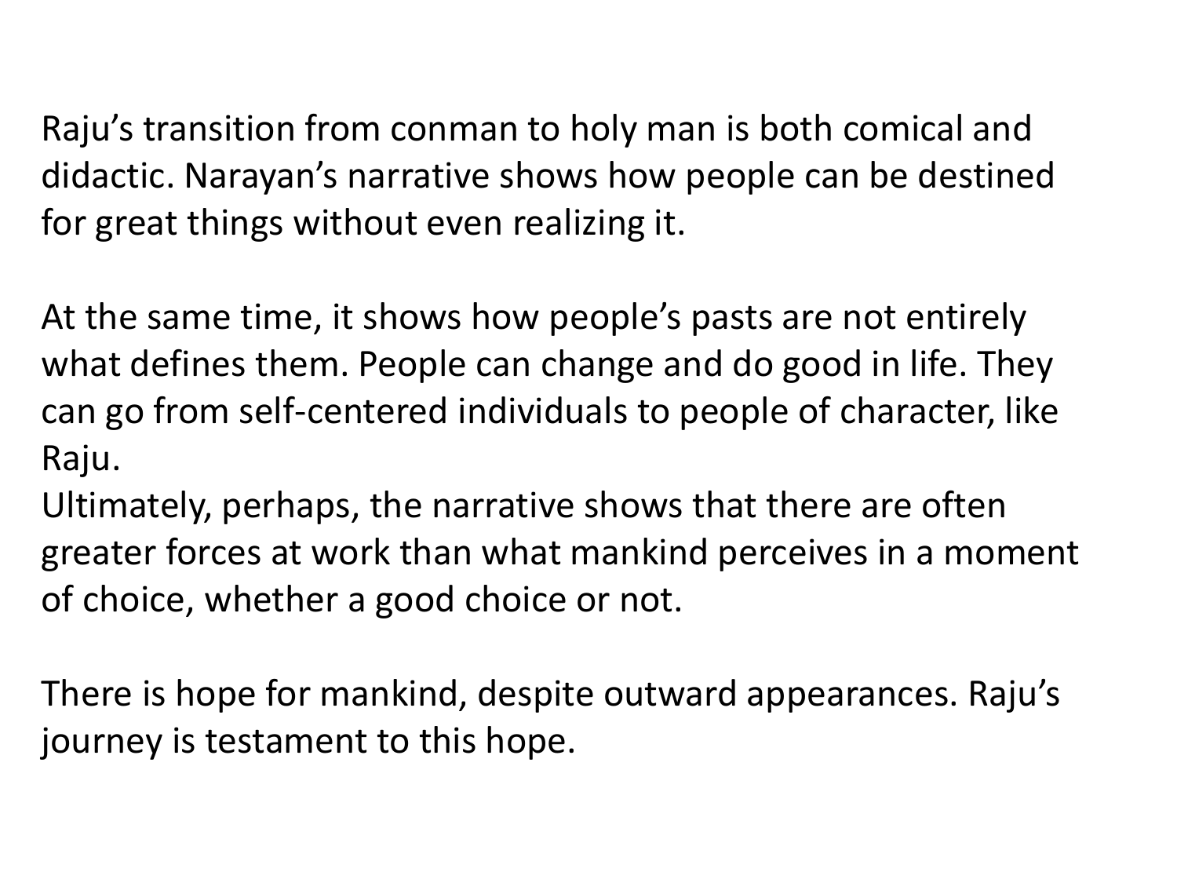Raju's transition from conman to holy man is both comical and didactic. Narayan's narrative shows how people can be destined for great things without even realizing it.

At the same time, it shows how people's pasts are not entirely what defines them. People can change and do good in life. They can go from self-centered individuals to people of character, like Raju.

Ultimately, perhaps, the narrative shows that there are often greater forces at work than what mankind perceives in a moment of choice, whether a good choice or not.

There is hope for mankind, despite outward appearances. Raju's journey is testament to this hope.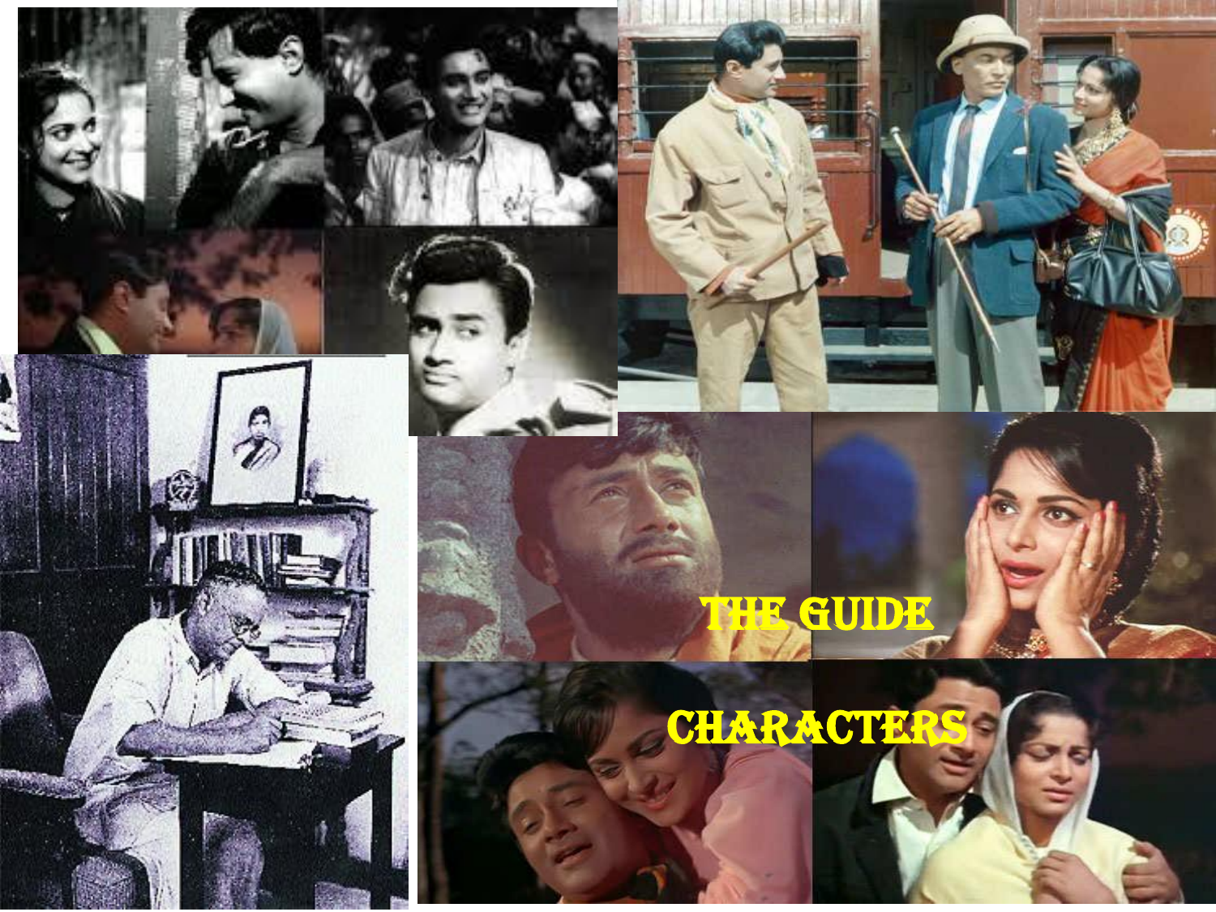THE GUIDE

CHARACTERS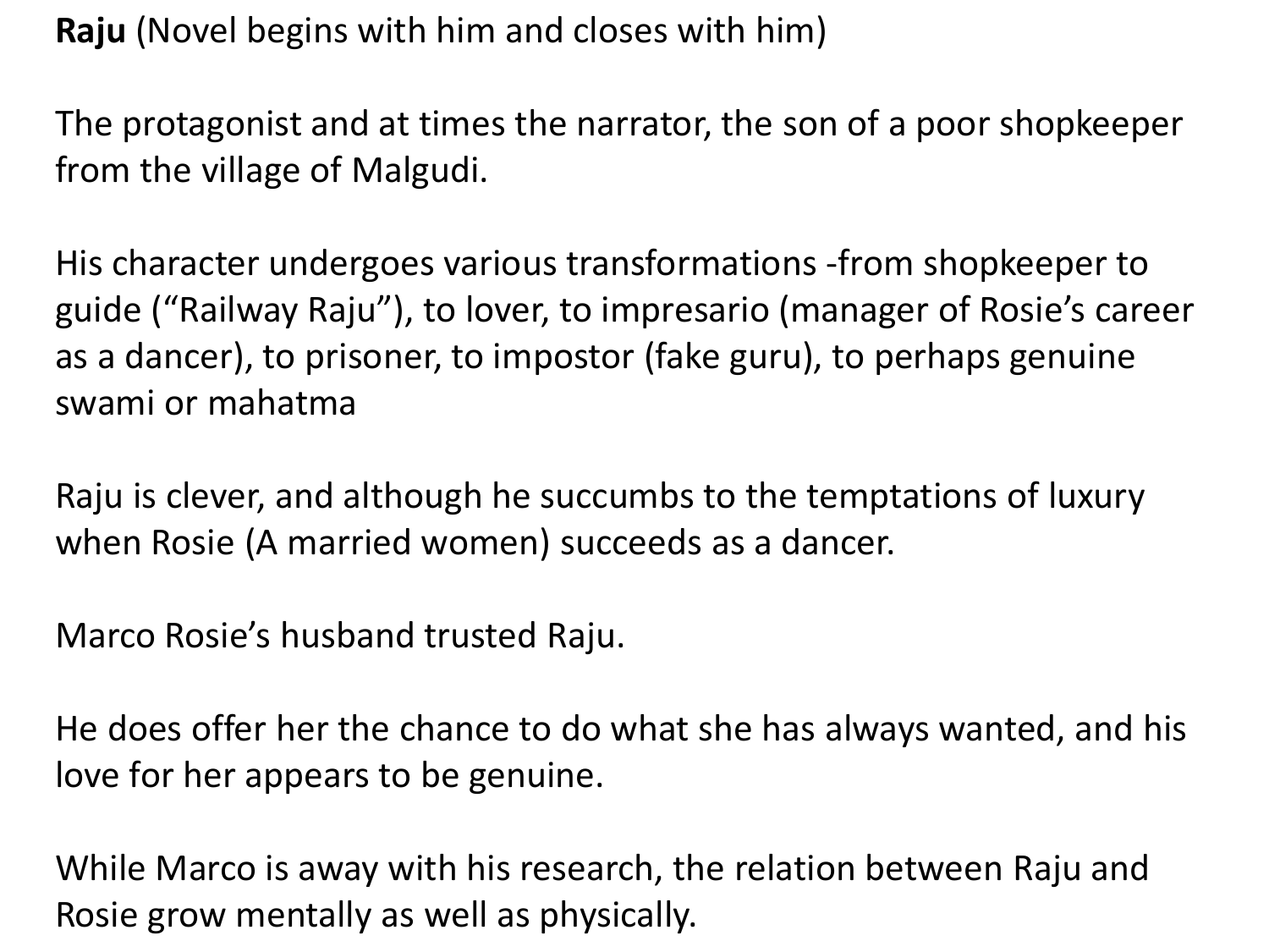**Raju** (Novel begins with him and closes with him)

The protagonist and at times the narrator, the son of a poor shopkeeper from the village of Malgudi.

His character undergoes various transformations -from shopkeeper to guide ("Railway Raju"), to lover, to impresario (manager of Rosie's career as a dancer), to prisoner, to impostor (fake guru), to perhaps genuine swami or mahatma

Raju is clever, and although he succumbs to the temptations of luxury when Rosie (A married women) succeeds as a dancer.

Marco Rosie's husband trusted Raju.

He does offer her the chance to do what she has always wanted, and his love for her appears to be genuine.

While Marco is away with his research, the relation between Raju and Rosie grow mentally as well as physically.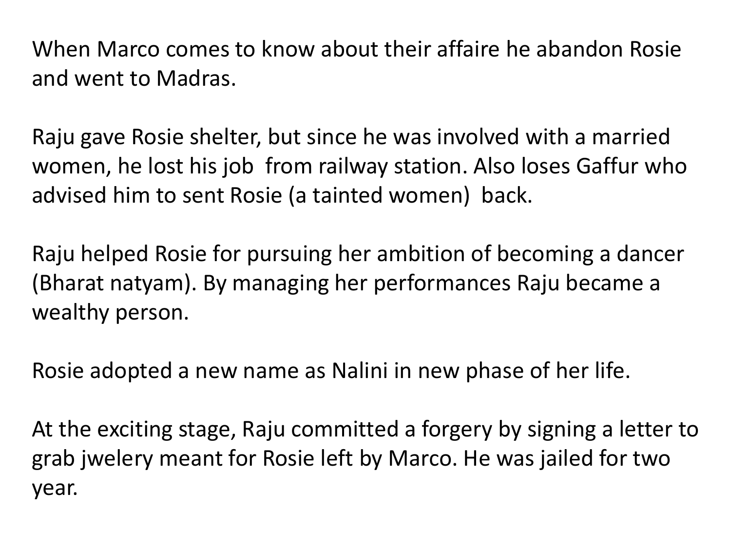When Marco comes to know about their affaire he abandon Rosie and went to Madras.

Raju gave Rosie shelter, but since he was involved with a married women, he lost his job from railway station. Also loses Gaffur who advised him to sent Rosie (a tainted women) back.

Raju helped Rosie for pursuing her ambition of becoming a dancer (Bharat natyam). By managing her performances Raju became a wealthy person.

Rosie adopted a new name as Nalini in new phase of her life.

At the exciting stage, Raju committed a forgery by signing a letter to grab jwelery meant for Rosie left by Marco. He was jailed for two year.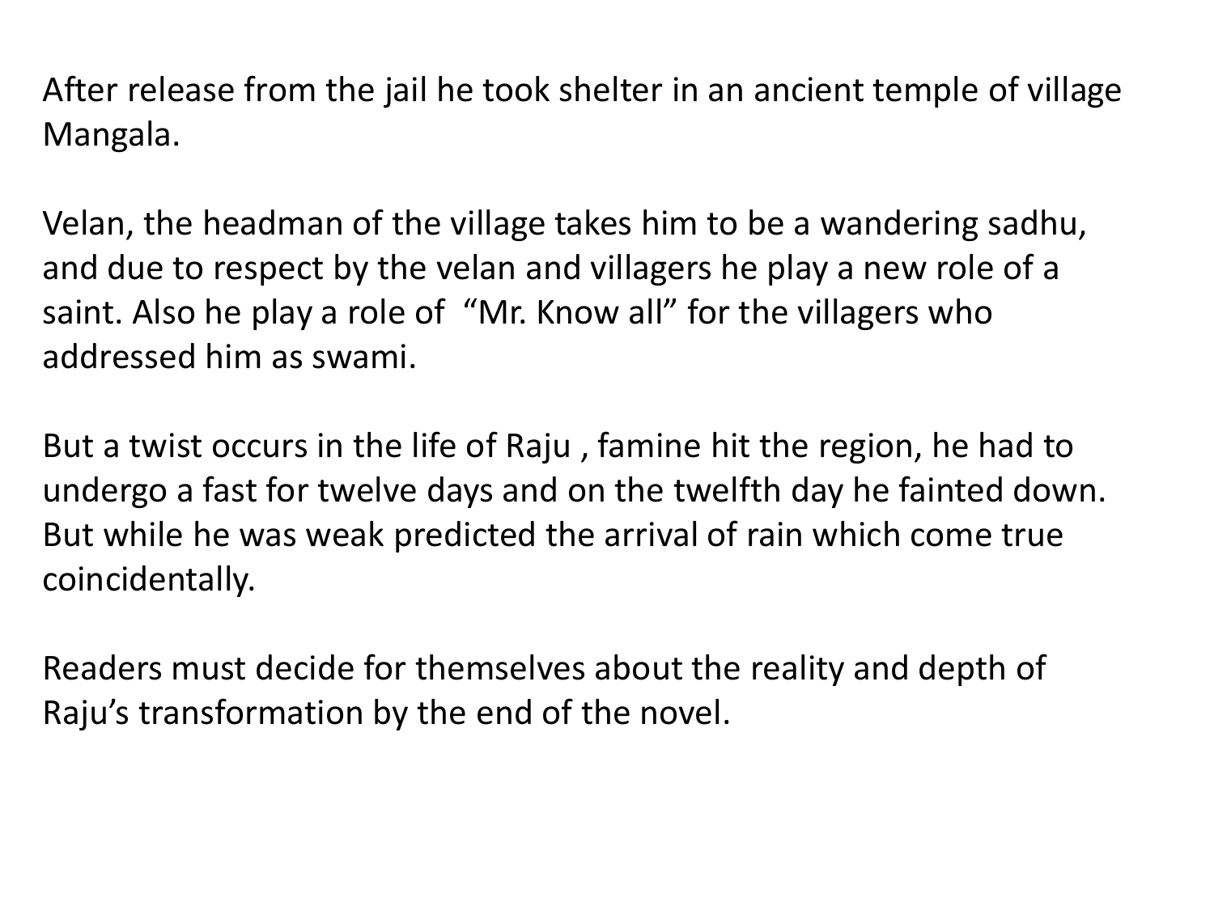After release from the jail he took shelter in an ancient temple of village Mangala.

Velan, the headman of the village takes him to be a wandering sadhu, and due to respect by the velan and villagers he play a new role of a saint. Also he play a role of "Mr. Know all" for the villagers who addressed him as swami.

But a twist occurs in the life of Raju , famine hit the region, he had to undergo a fast for twelve days and on the twelfth day he fainted down. But while he was weak predicted the arrival of rain which come true coincidentally.

Readers must decide for themselves about the reality and depth of Raju's transformation by the end of the novel.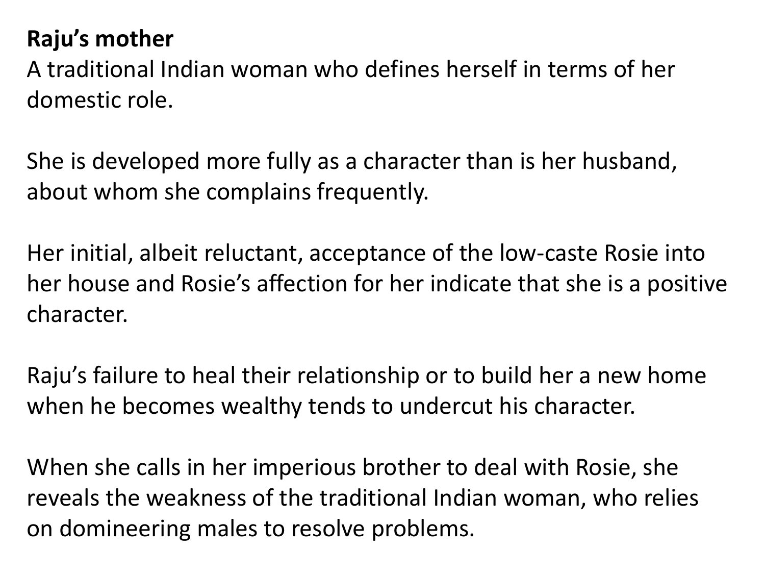**Raju's mother**
A traditional Indian woman who defines herself in terms of her domestic role.

She is developed more fully as a character than is her husband, about whom she complains frequently.

Her initial, albeit reluctant, acceptance of the low-caste Rosie into her house and Rosie's affection for her indicate that she is a positive character.

Raju's failure to heal their relationship or to build her a new home when he becomes wealthy tends to undercut his character.

When she calls in her imperious brother to deal with Rosie, she reveals the weakness of the traditional Indian woman, who relies on domineering males to resolve problems.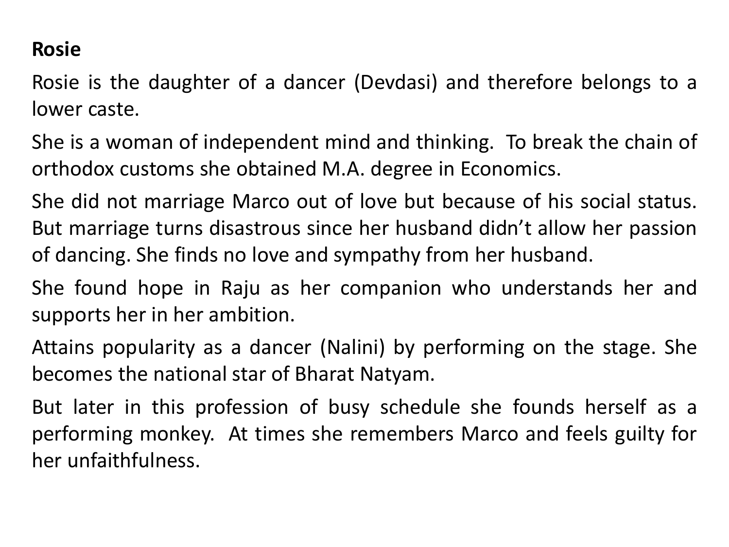**Rosie**

Rosie is the daughter of a dancer (Devdasi) and therefore belongs to a lower caste.

She is a woman of independent mind and thinking. To break the chain of orthodox customs she obtained M.A. degree in Economics.

She did not marriage Marco out of love but because of his social status. But marriage turns disastrous since her husband didn't allow her passion of dancing. She finds no love and sympathy from her husband.

She found hope in Raju as her companion who understands her and supports her in her ambition.

Attains popularity as a dancer (Nalini) by performing on the stage. She becomes the national star of Bharat Natyam.

But later in this profession of busy schedule she founds herself as a performing monkey. At times she remembers Marco and feels guilty for her unfaithfulness.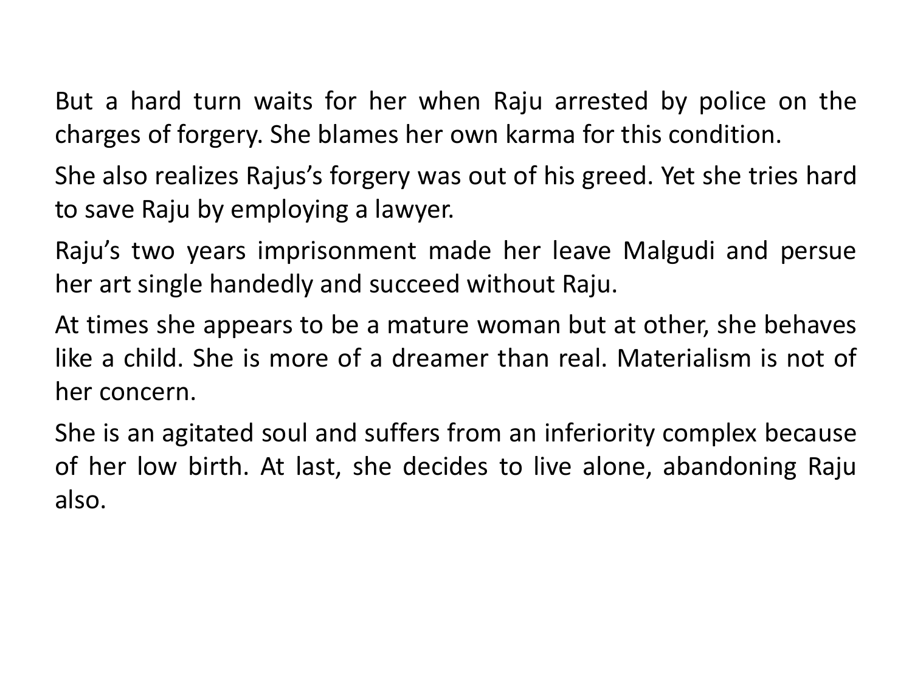But a hard turn waits for her when Raju arrested by police on the charges of forgery. She blames her own karma for this condition.

She also realizes Rajus's forgery was out of his greed. Yet she tries hard to save Raju by employing a lawyer.

Raju's two years imprisonment made her leave Malgudi and persue her art single handedly and succeed without Raju.

At times she appears to be a mature woman but at other, she behaves like a child. She is more of a dreamer than real. Materialism is not of her concern.

She is an agitated soul and suffers from an inferiority complex because of her low birth. At last, she decides to live alone, abandoning Raju also.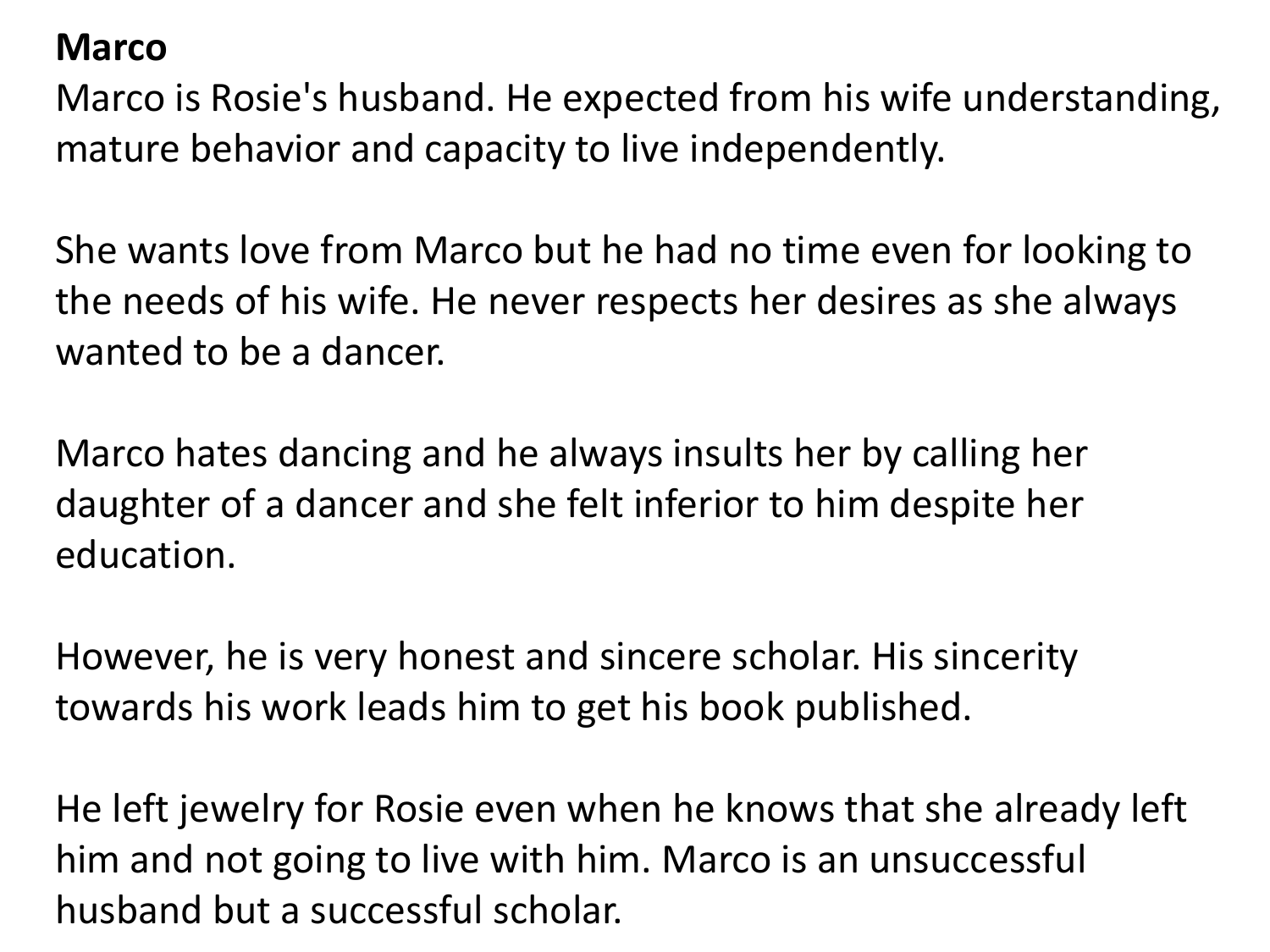**Marco**

Marco is Rosie's husband. He expected from his wife understanding, mature behavior and capacity to live independently.

She wants love from Marco but he had no time even for looking to the needs of his wife. He never respects her desires as she always wanted to be a dancer.

Marco hates dancing and he always insults her by calling her daughter of a dancer and she felt inferior to him despite her education.

However, he is very honest and sincere scholar. His sincerity towards his work leads him to get his book published.

He left jewelry for Rosie even when he knows that she already left him and not going to live with him. Marco is an unsuccessful husband but a successful scholar.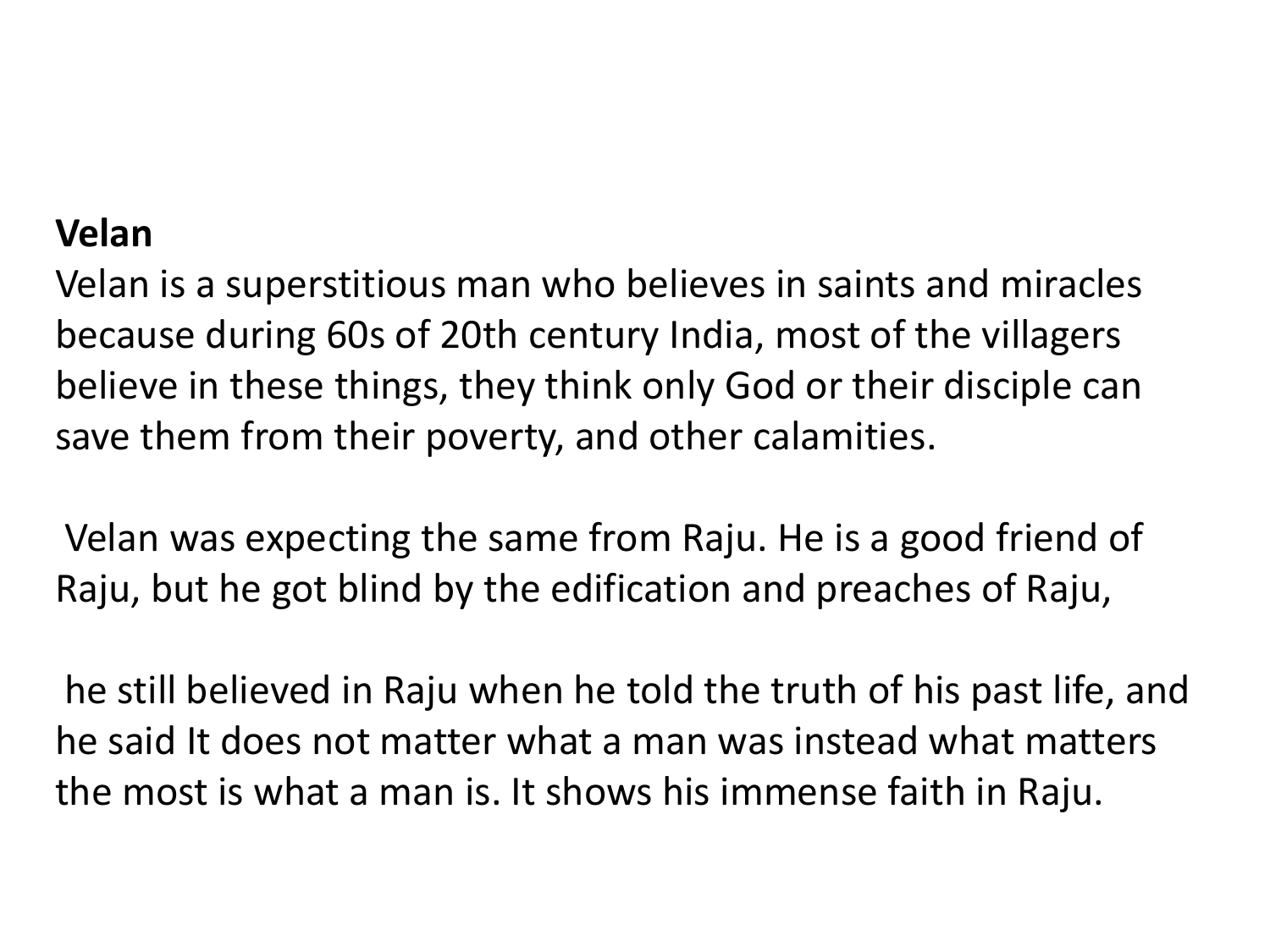**Velan**
Velan is a superstitious man who believes in saints and miracles because during 60s of 20th century India, most of the villagers believe in these things, they think only God or their disciple can save them from their poverty, and other calamities.

Velan was expecting the same from Raju. He is a good friend of Raju, but he got blind by the edification and preaches of Raju,

he still believed in Raju when he told the truth of his past life, and he said It does not matter what a man was instead what matters the most is what a man is. It shows his immense faith in Raju.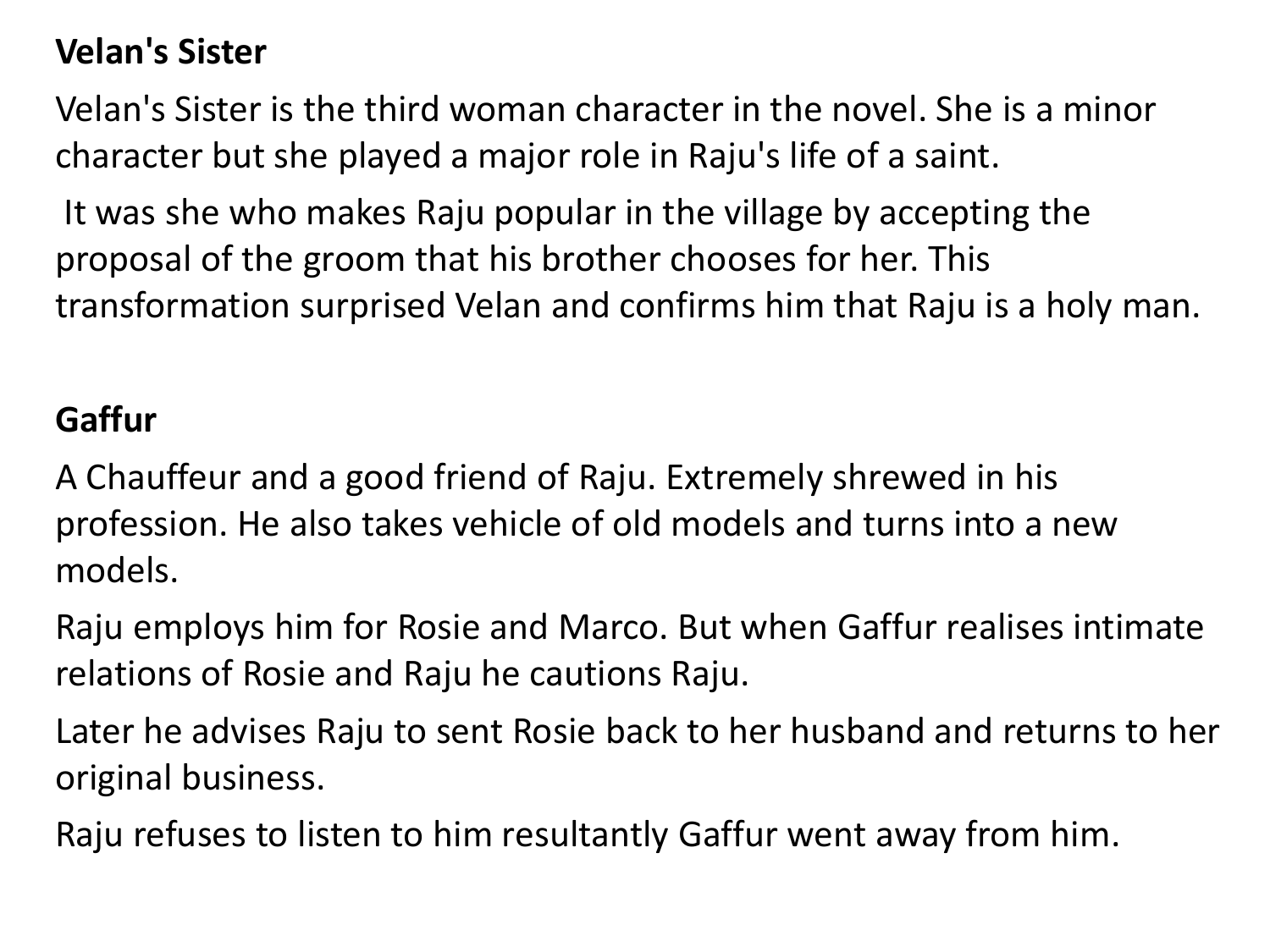**Velan's Sister**

Velan's Sister is the third woman character in the novel. She is a minor character but she played a major role in Raju's life of a saint.

It was she who makes Raju popular in the village by accepting the proposal of the groom that his brother chooses for her. This transformation surprised Velan and confirms him that Raju is a holy man.

**Gaffur**

A Chauffeur and a good friend of Raju. Extremely shrewed in his profession. He also takes vehicle of old models and turns into a new models.

Raju employs him for Rosie and Marco. But when Gaffur realises intimate relations of Rosie and Raju he cautions Raju.

Later he advises Raju to sent Rosie back to her husband and returns to her original business.

Raju refuses to listen to him resultantly Gaffur went away from him.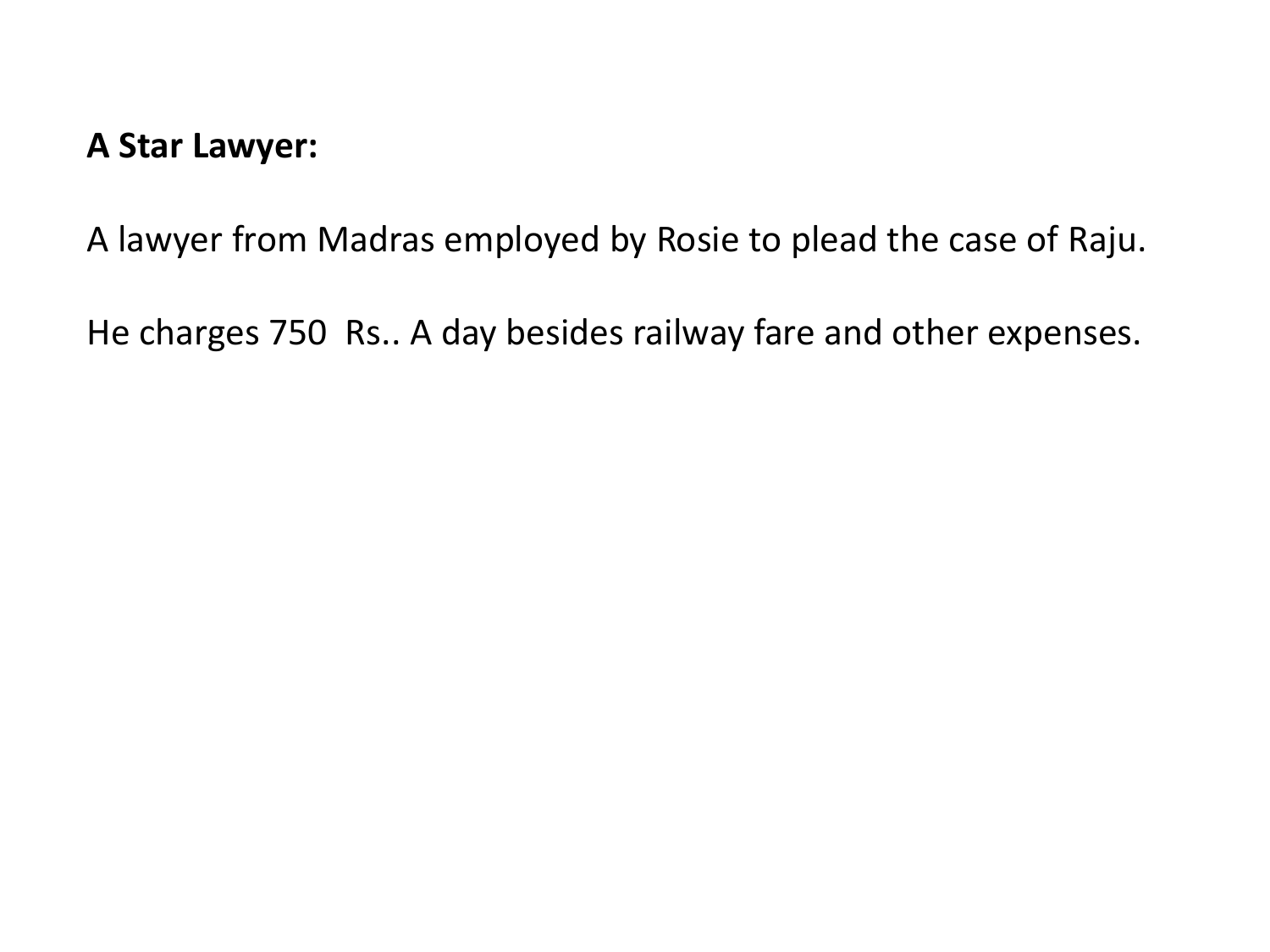**A Star Lawyer:**

A lawyer from Madras employed by Rosie to plead the case of Raju.

He charges 750  Rs.. A day besides railway fare and other expenses.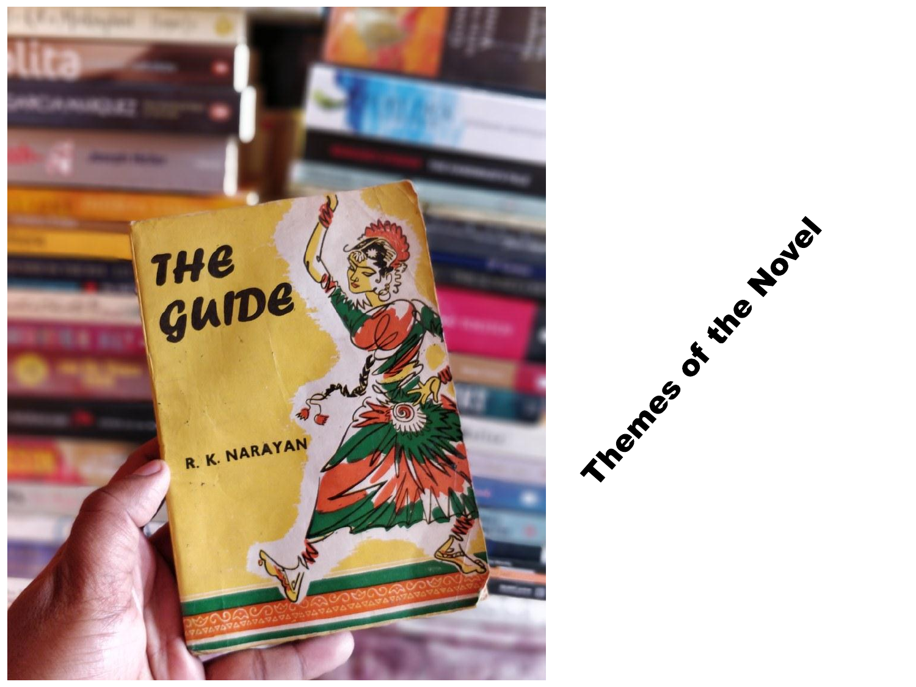# Themes of the Novel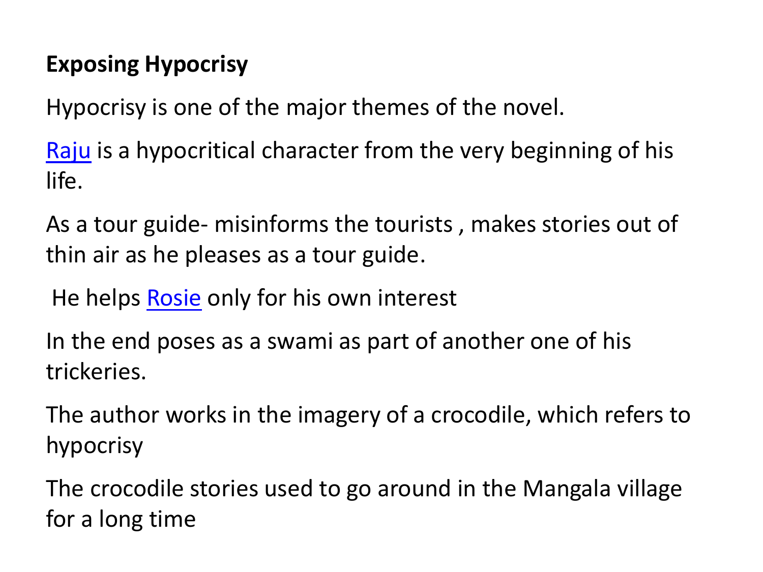**Exposing Hypocrisy**

Hypocrisy is one of the major themes of the novel.

Raju is a hypocritical character from the very beginning of his life.

As a tour guide- misinforms the tourists , makes stories out of thin air as he pleases as a tour guide.

He helps Rosie only for his own interest

In the end poses as a swami as part of another one of his trickeries.

The author works in the imagery of a crocodile, which refers to hypocrisy

The crocodile stories used to go around in the Mangala village for a long time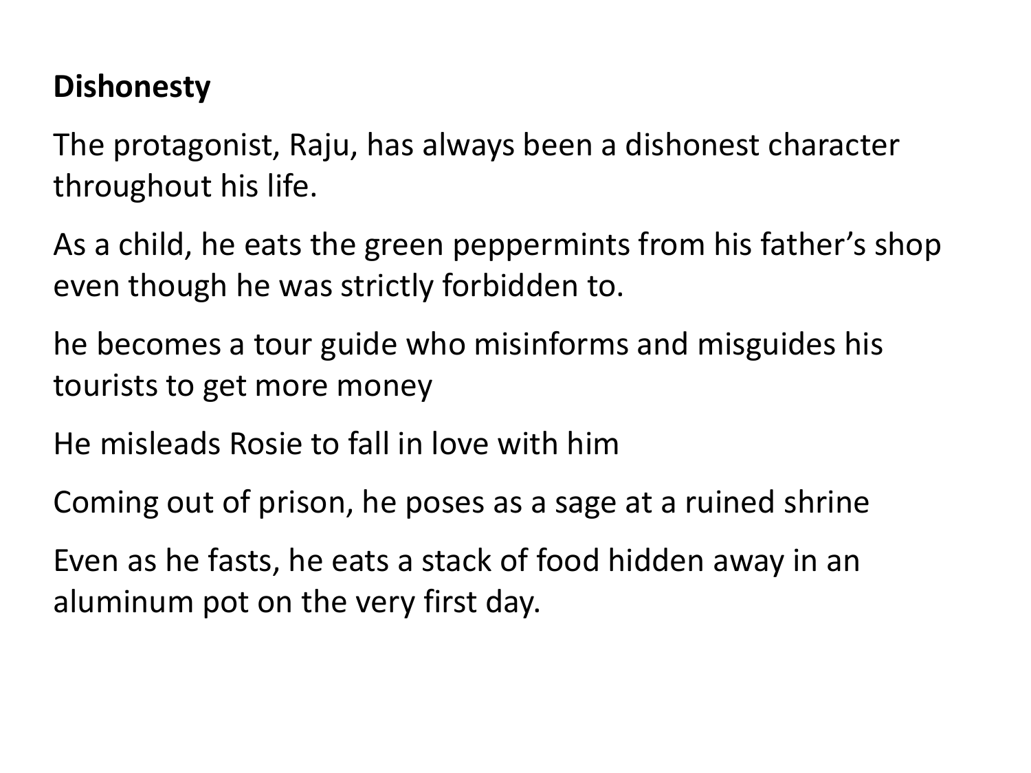**Dishonesty**

The protagonist, Raju, has always been a dishonest character throughout his life.

As a child, he eats the green peppermints from his father's shop even though he was strictly forbidden to.

he becomes a tour guide who misinforms and misguides his tourists to get more money

He misleads Rosie to fall in love with him

Coming out of prison, he poses as a sage at a ruined shrine

Even as he fasts, he eats a stack of food hidden away in an aluminum pot on the very first day.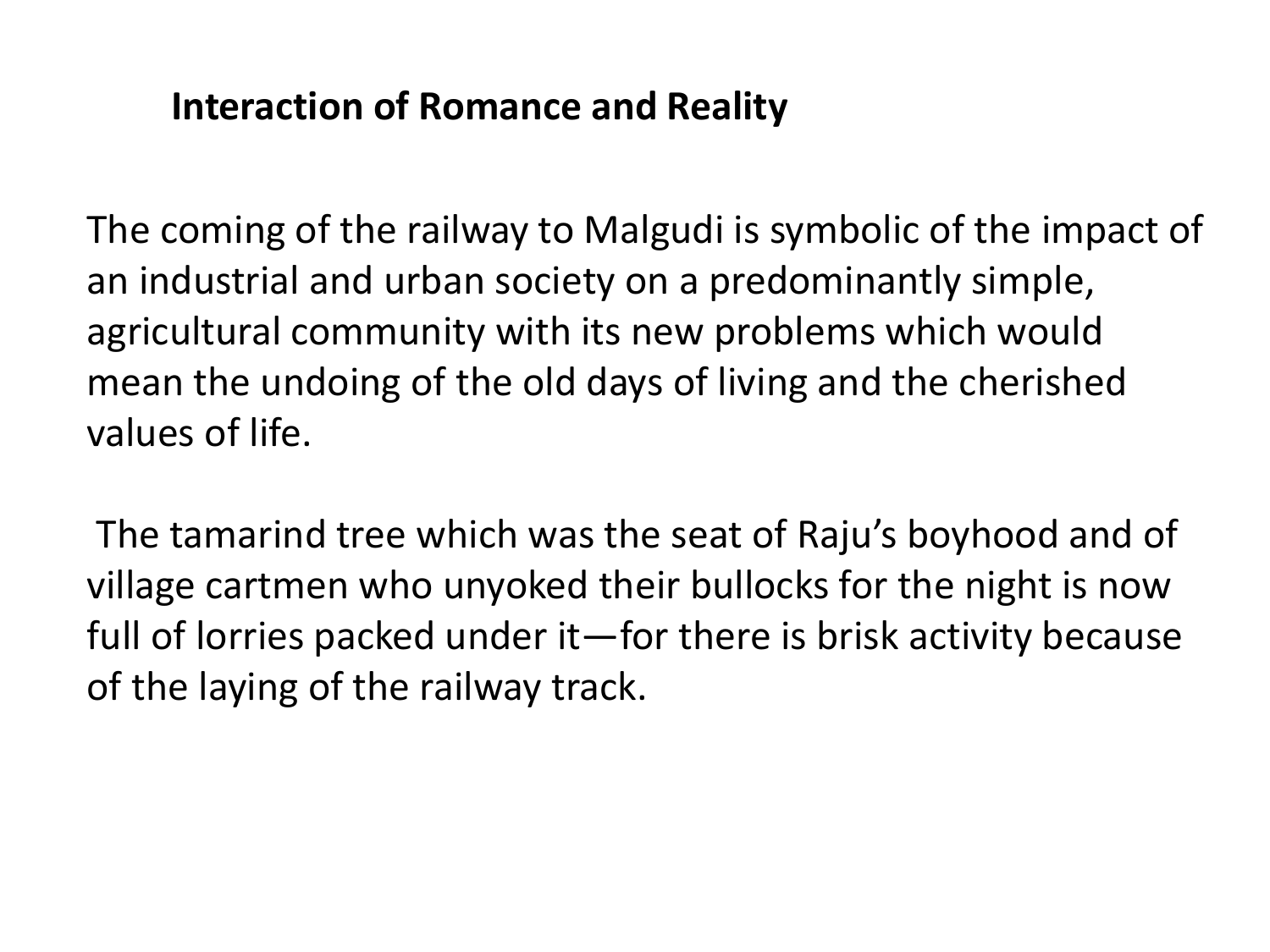## Interaction of Romance and Reality

The coming of the railway to Malgudi is symbolic of the impact of an industrial and urban society on a predominantly simple, agricultural community with its new problems which would mean the undoing of the old days of living and the cherished values of life.

The tamarind tree which was the seat of Raju's boyhood and of village cartmen who unyoked their bullocks for the night is now full of lorries packed under it—for there is brisk activity because of the laying of the railway track.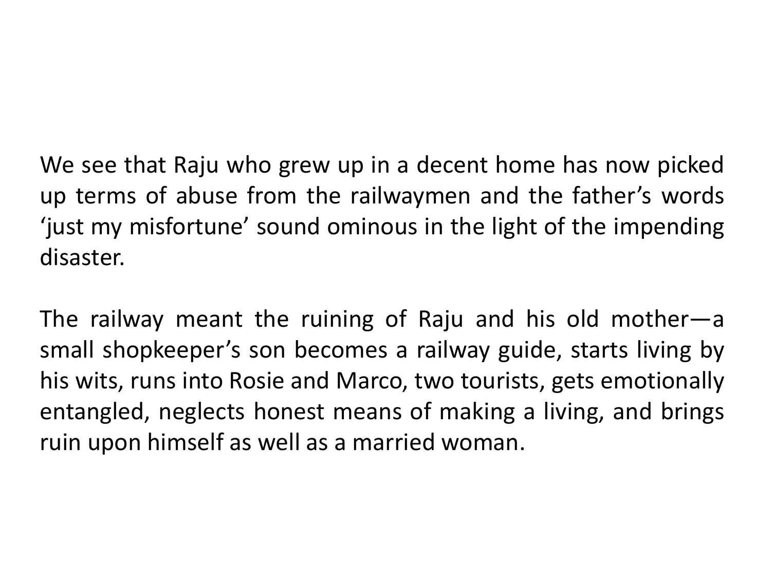We see that Raju who grew up in a decent home has now picked up terms of abuse from the railwaymen and the father's words 'just my misfortune' sound ominous in the light of the impending disaster.

The railway meant the ruining of Raju and his old mother—a small shopkeeper's son becomes a railway guide, starts living by his wits, runs into Rosie and Marco, two tourists, gets emotionally entangled, neglects honest means of making a living, and brings ruin upon himself as well as a married woman.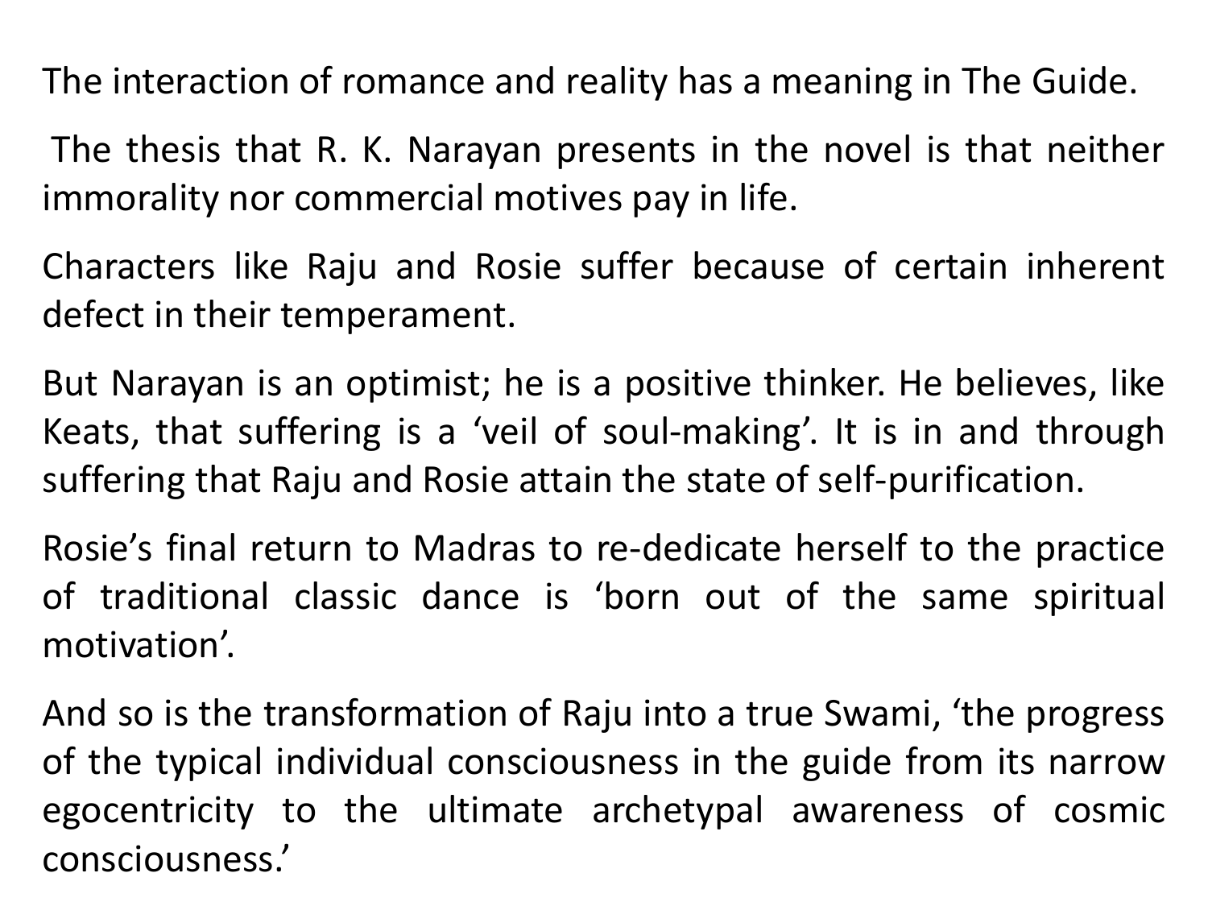The interaction of romance and reality has a meaning in The Guide.

The thesis that R. K. Narayan presents in the novel is that neither immorality nor commercial motives pay in life.

Characters like Raju and Rosie suffer because of certain inherent defect in their temperament.

But Narayan is an optimist; he is a positive thinker. He believes, like Keats, that suffering is a 'veil of soul-making'. It is in and through suffering that Raju and Rosie attain the state of self-purification.

Rosie's final return to Madras to re-dedicate herself to the practice of traditional classic dance is 'born out of the same spiritual motivation'.

And so is the transformation of Raju into a true Swami, 'the progress of the typical individual consciousness in the guide from its narrow egocentricity to the ultimate archetypal awareness of cosmic consciousness.'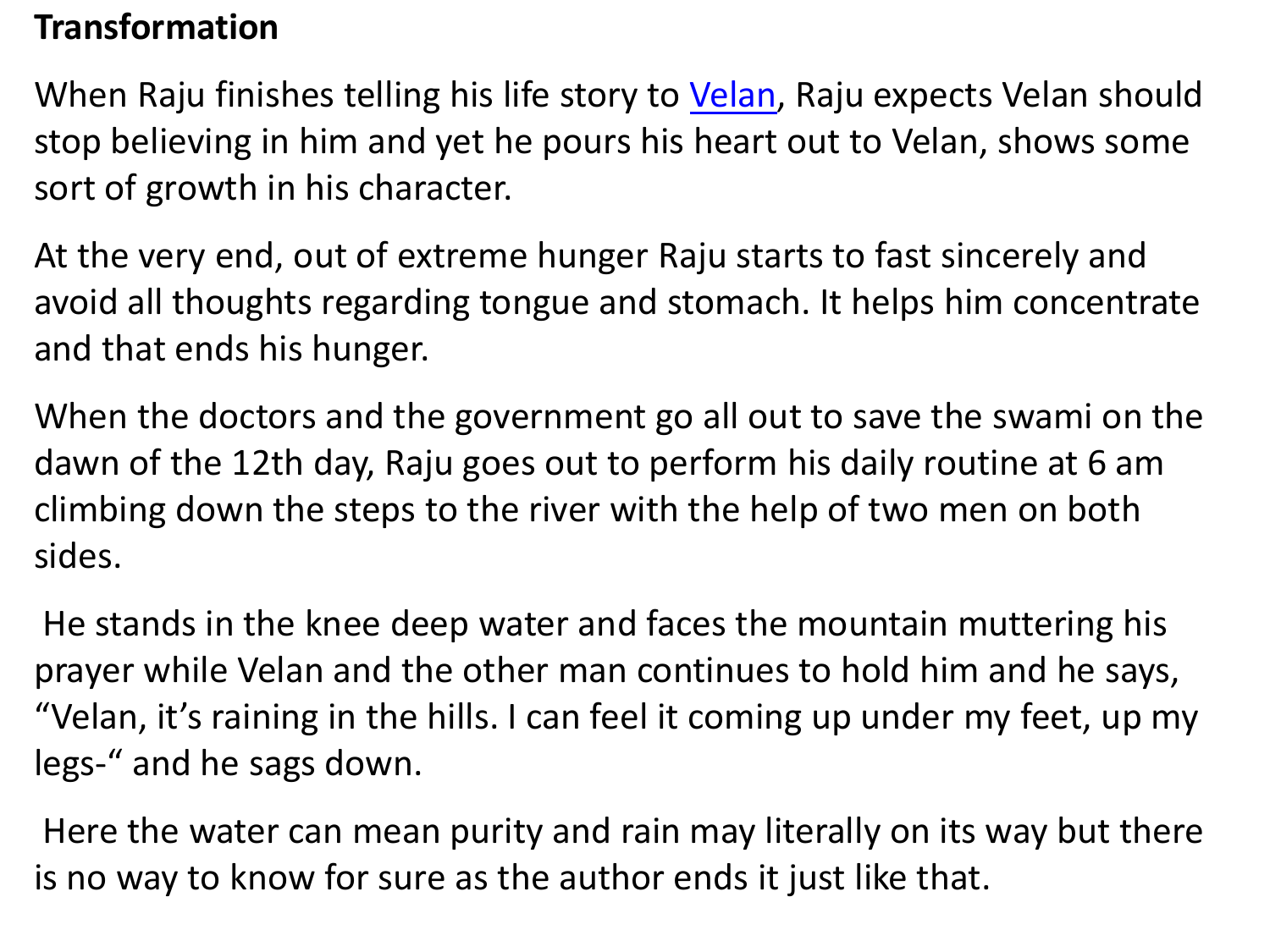# Transformation

When Raju finishes telling his life story to Velan, Raju expects Velan should stop believing in him and yet he pours his heart out to Velan, shows some sort of growth in his character.

At the very end, out of extreme hunger Raju starts to fast sincerely and avoid all thoughts regarding tongue and stomach. It helps him concentrate and that ends his hunger.

When the doctors and the government go all out to save the swami on the dawn of the 12th day, Raju goes out to perform his daily routine at 6 am climbing down the steps to the river with the help of two men on both sides.

He stands in the knee deep water and faces the mountain muttering his prayer while Velan and the other man continues to hold him and he says, "Velan, it's raining in the hills. I can feel it coming up under my feet, up my legs-" and he sags down.

Here the water can mean purity and rain may literally on its way but there is no way to know for sure as the author ends it just like that.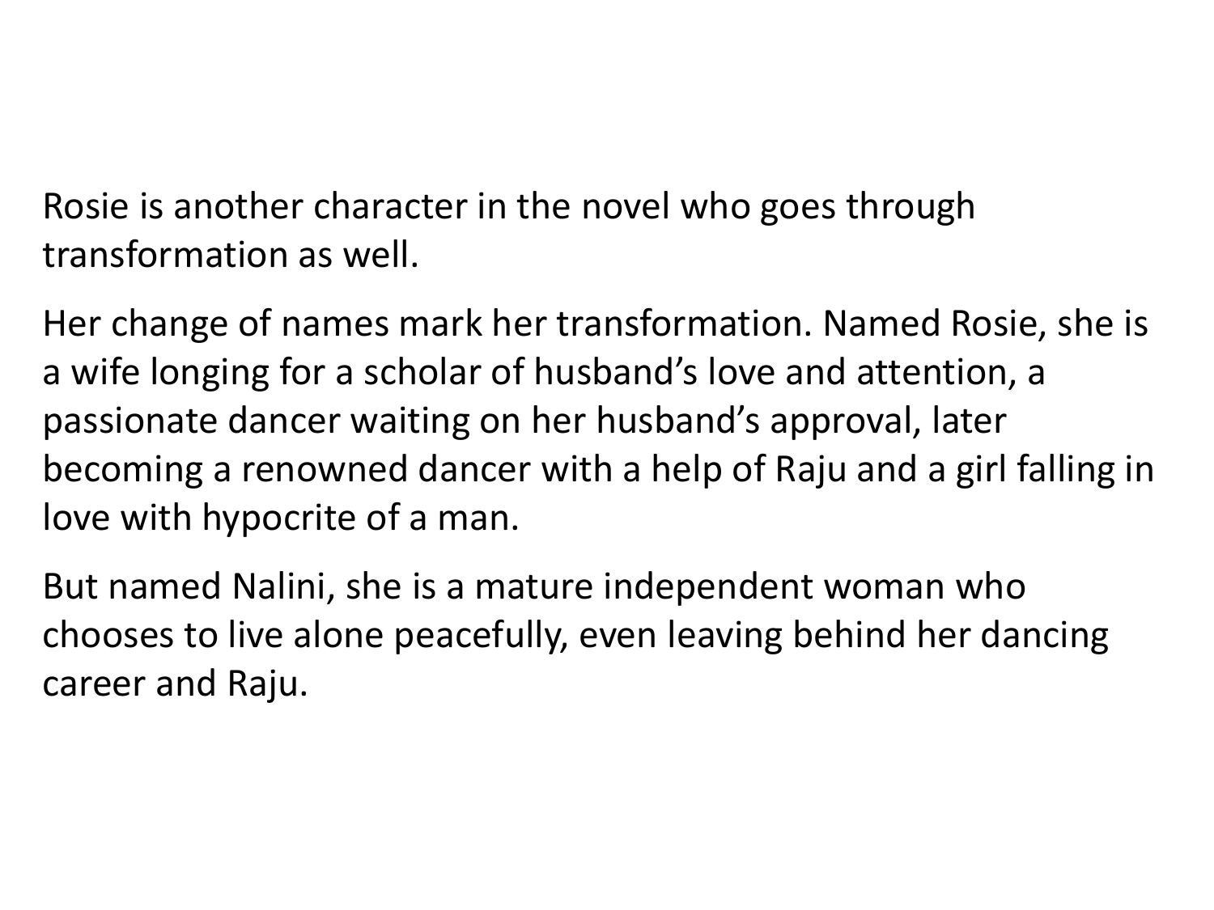Rosie is another character in the novel who goes through transformation as well.

Her change of names mark her transformation. Named Rosie, she is a wife longing for a scholar of husband's love and attention, a passionate dancer waiting on her husband's approval, later becoming a renowned dancer with a help of Raju and a girl falling in love with hypocrite of a man.

But named Nalini, she is a mature independent woman who chooses to live alone peacefully, even leaving behind her dancing career and Raju.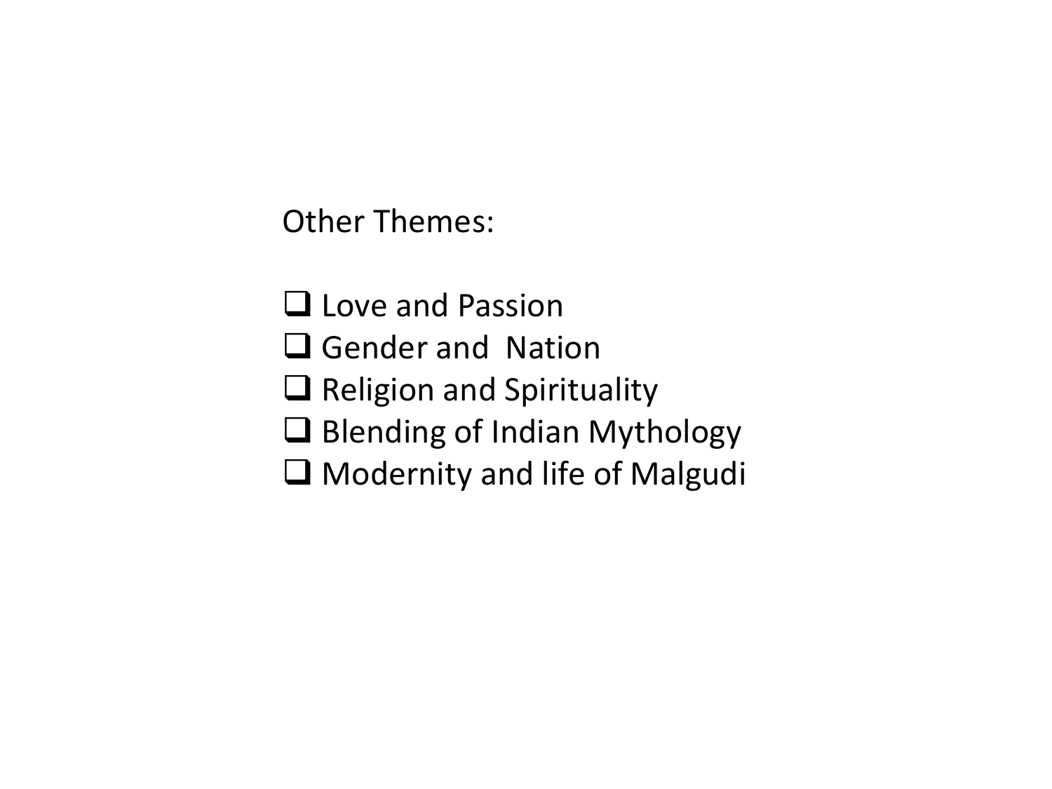Other Themes:

- Love and Passion
- Gender and  Nation
- Religion and Spirituality
- Blending of Indian Mythology
- Modernity and life of Malgudi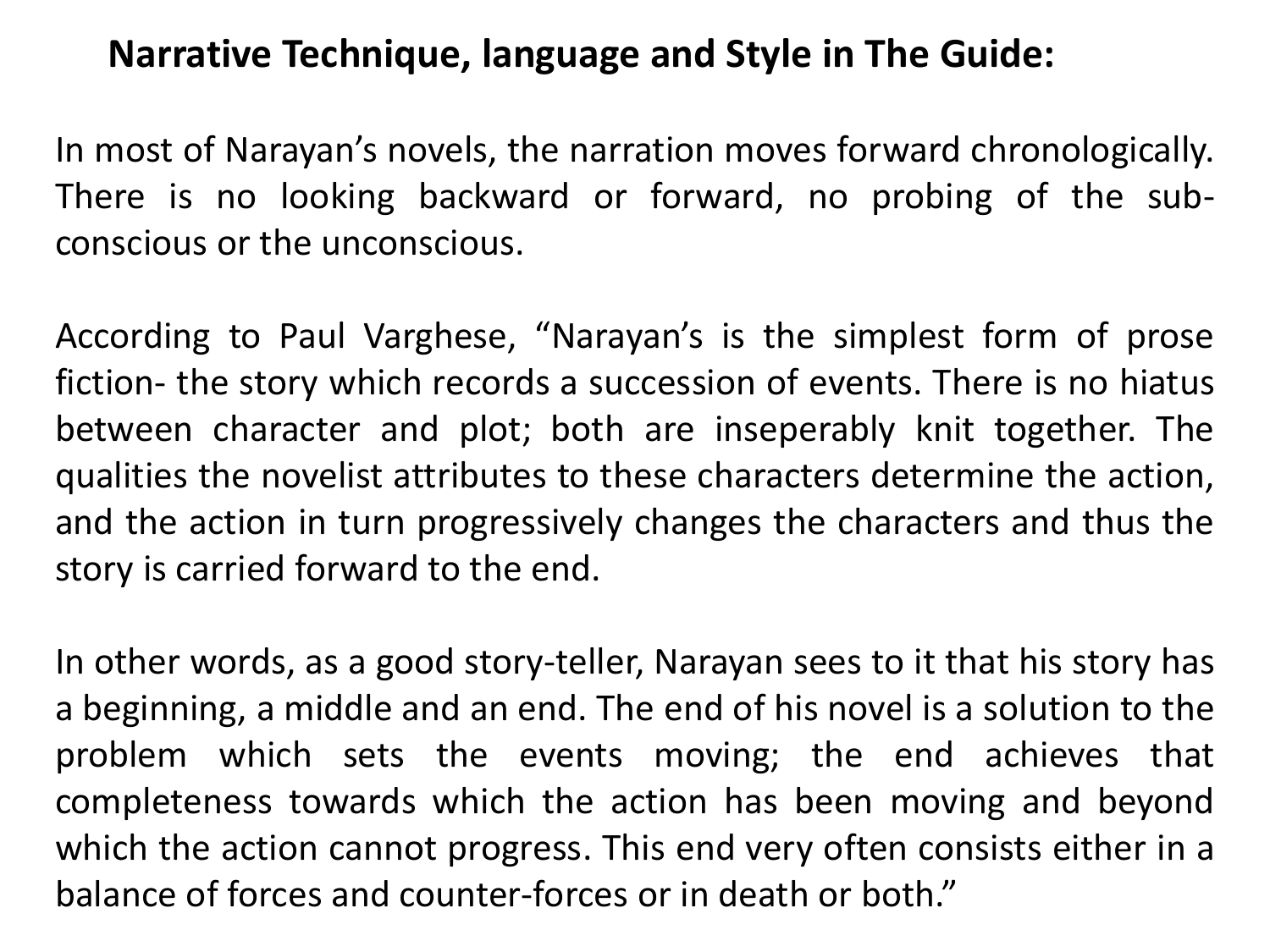## Narrative Technique, language and Style in The Guide:

In most of Narayan's novels, the narration moves forward chronologically. There is no looking backward or forward, no probing of the sub-conscious or the unconscious.

According to Paul Varghese, "Narayan's is the simplest form of prose fiction- the story which records a succession of events. There is no hiatus between character and plot; both are inseperably knit together. The qualities the novelist attributes to these characters determine the action, and the action in turn progressively changes the characters and thus the story is carried forward to the end.

In other words, as a good story-teller, Narayan sees to it that his story has a beginning, a middle and an end. The end of his novel is a solution to the problem which sets the events moving; the end achieves that completeness towards which the action has been moving and beyond which the action cannot progress. This end very often consists either in a balance of forces and counter-forces or in death or both."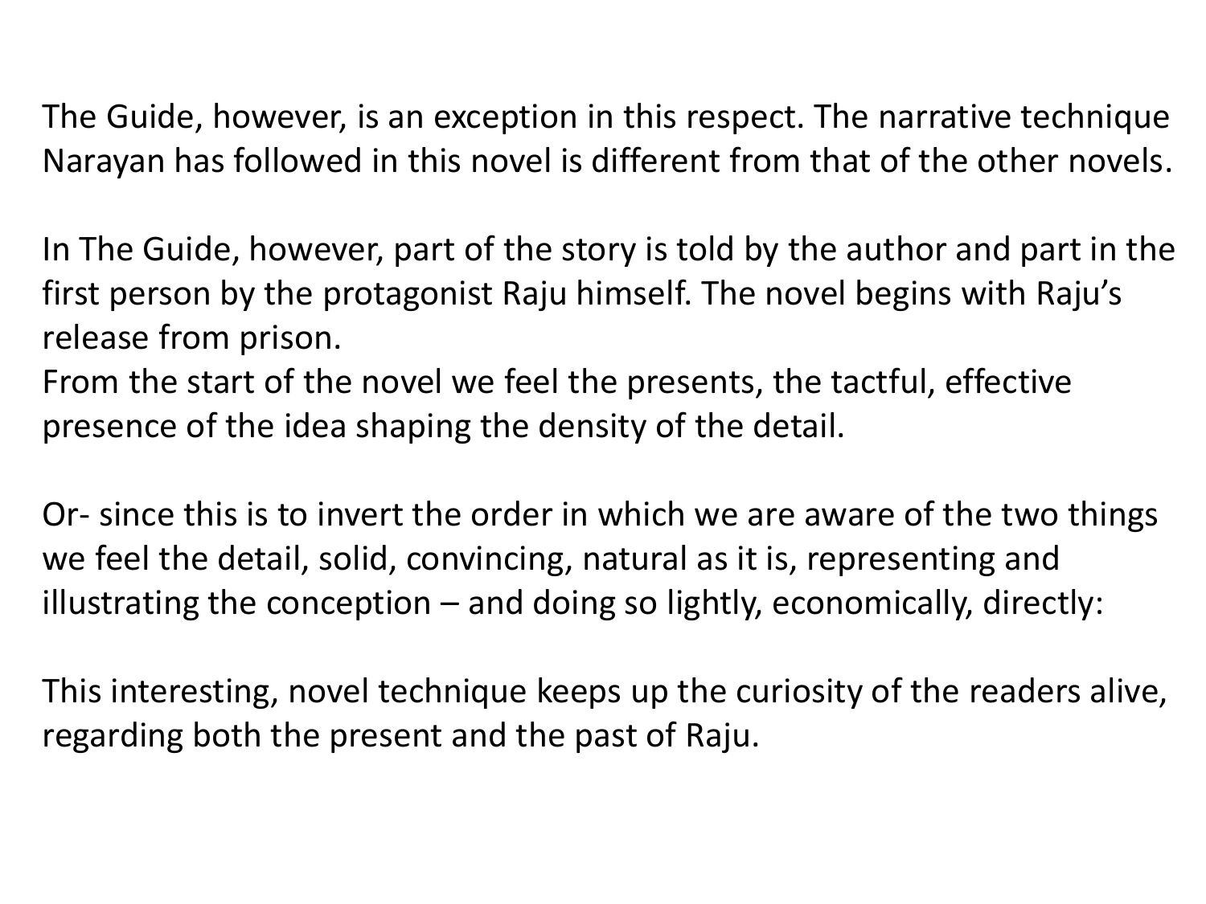The Guide, however, is an exception in this respect. The narrative technique Narayan has followed in this novel is different from that of the other novels.

In The Guide, however, part of the story is told by the author and part in the first person by the protagonist Raju himself. The novel begins with Raju's release from prison.
From the start of the novel we feel the presents, the tactful, effective presence of the idea shaping the density of the detail.

Or- since this is to invert the order in which we are aware of the two things we feel the detail, solid, convincing, natural as it is, representing and illustrating the conception – and doing so lightly, economically, directly:

This interesting, novel technique keeps up the curiosity of the readers alive, regarding both the present and the past of Raju.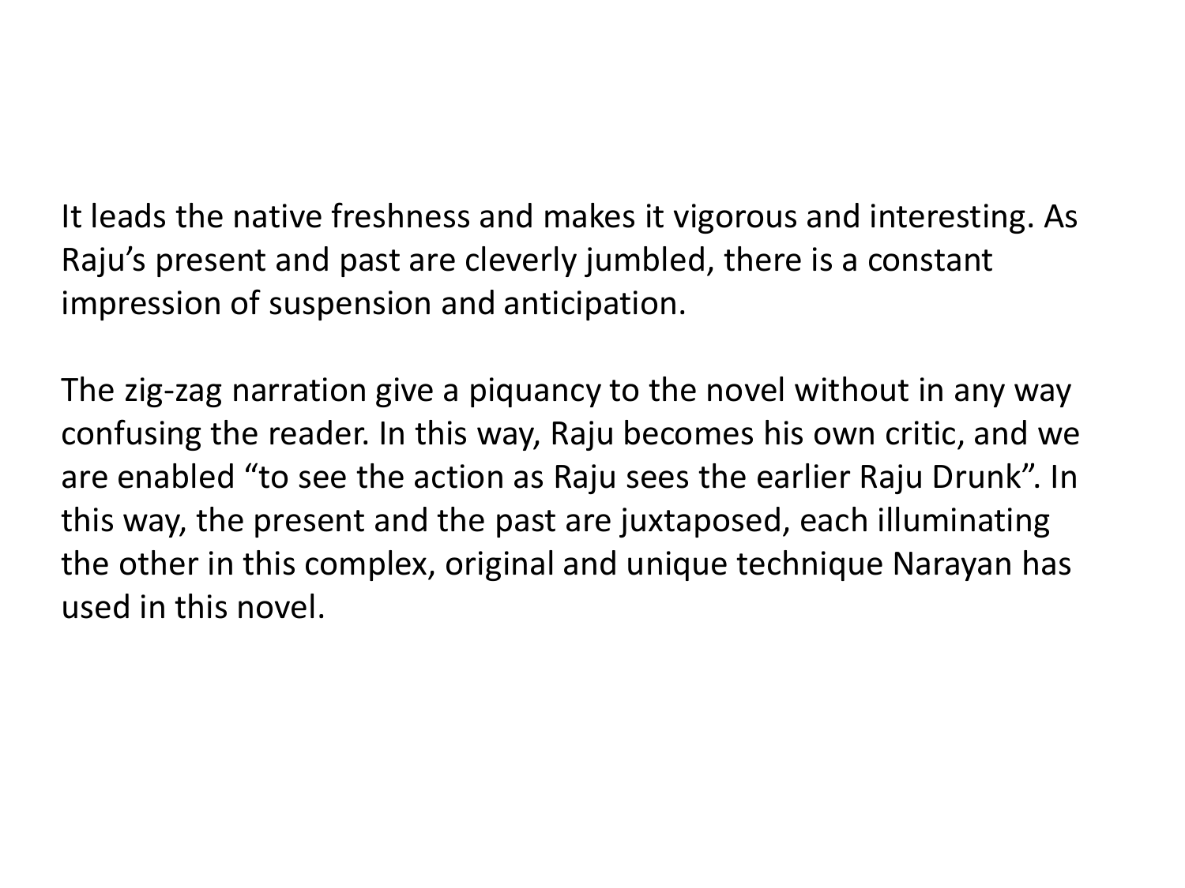It leads the native freshness and makes it vigorous and interesting. As Raju's present and past are cleverly jumbled, there is a constant impression of suspension and anticipation.

The zig-zag narration give a piquancy to the novel without in any way confusing the reader. In this way, Raju becomes his own critic, and we are enabled "to see the action as Raju sees the earlier Raju Drunk". In this way, the present and the past are juxtaposed, each illuminating the other in this complex, original and unique technique Narayan has used in this novel.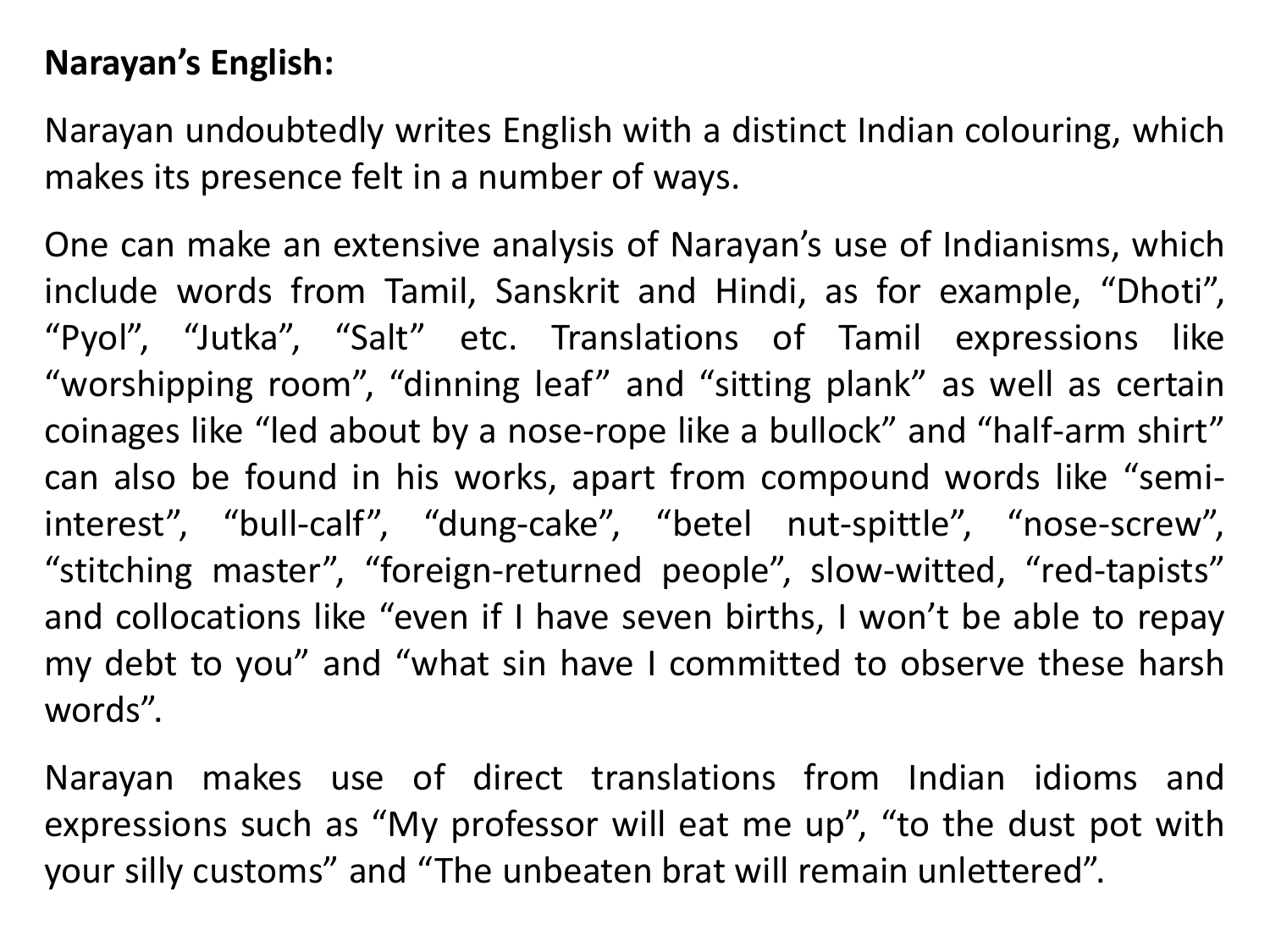**Narayan's English:**

Narayan undoubtedly writes English with a distinct Indian colouring, which makes its presence felt in a number of ways.

One can make an extensive analysis of Narayan's use of Indianisms, which include words from Tamil, Sanskrit and Hindi, as for example, "Dhoti", "Pyol", "Jutka", "Salt" etc. Translations of Tamil expressions like "worshipping room", "dinning leaf" and "sitting plank" as well as certain coinages like "led about by a nose-rope like a bullock" and "half-arm shirt" can also be found in his works, apart from compound words like "semi-interest", "bull-calf", "dung-cake", "betel nut-spittle", "nose-screw", "stitching master", "foreign-returned people", slow-witted, "red-tapists" and collocations like "even if I have seven births, I won't be able to repay my debt to you" and "what sin have I committed to observe these harsh words".

Narayan makes use of direct translations from Indian idioms and expressions such as "My professor will eat me up", "to the dust pot with your silly customs" and "The unbeaten brat will remain unlettered".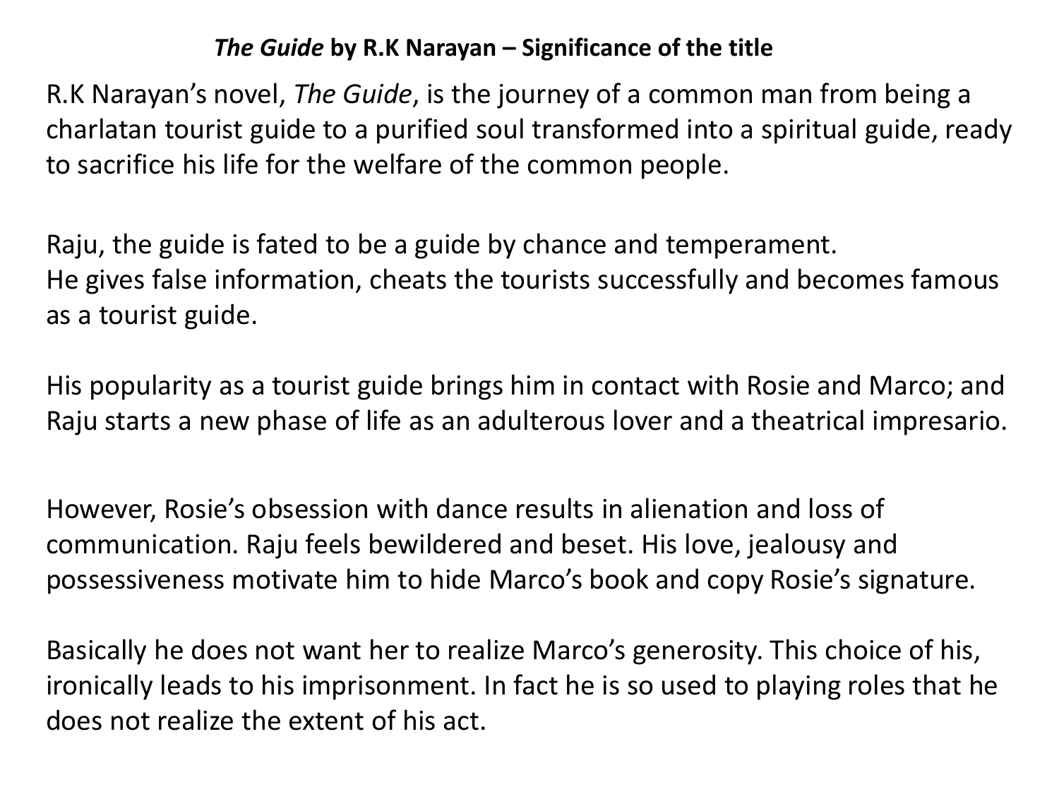## *The Guide* by R.K Narayan – Significance of the title

R.K Narayan's novel, *The Guide*, is the journey of a common man from being a charlatan tourist guide to a purified soul transformed into a spiritual guide, ready to sacrifice his life for the welfare of the common people.

Raju, the guide is fated to be a guide by chance and temperament.
He gives false information, cheats the tourists successfully and becomes famous as a tourist guide.

His popularity as a tourist guide brings him in contact with Rosie and Marco; and Raju starts a new phase of life as an adulterous lover and a theatrical impresario.

However, Rosie's obsession with dance results in alienation and loss of communication. Raju feels bewildered and beset. His love, jealousy and possessiveness motivate him to hide Marco's book and copy Rosie's signature.

Basically he does not want her to realize Marco's generosity. This choice of his, ironically leads to his imprisonment. In fact he is so used to playing roles that he does not realize the extent of his act.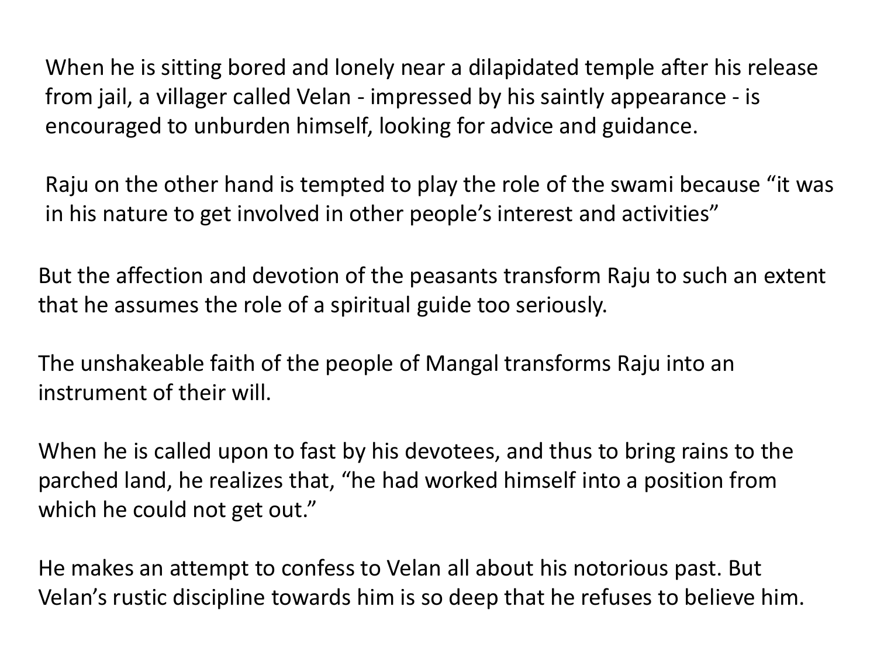When he is sitting bored and lonely near a dilapidated temple after his release from jail, a villager called Velan - impressed by his saintly appearance - is encouraged to unburden himself, looking for advice and guidance.

Raju on the other hand is tempted to play the role of the swami because "it was in his nature to get involved in other people's interest and activities"

But the affection and devotion of the peasants transform Raju to such an extent that he assumes the role of a spiritual guide too seriously.

The unshakeable faith of the people of Mangal transforms Raju into an instrument of their will.

When he is called upon to fast by his devotees, and thus to bring rains to the parched land, he realizes that, "he had worked himself into a position from which he could not get out."

He makes an attempt to confess to Velan all about his notorious past. But Velan's rustic discipline towards him is so deep that he refuses to believe him.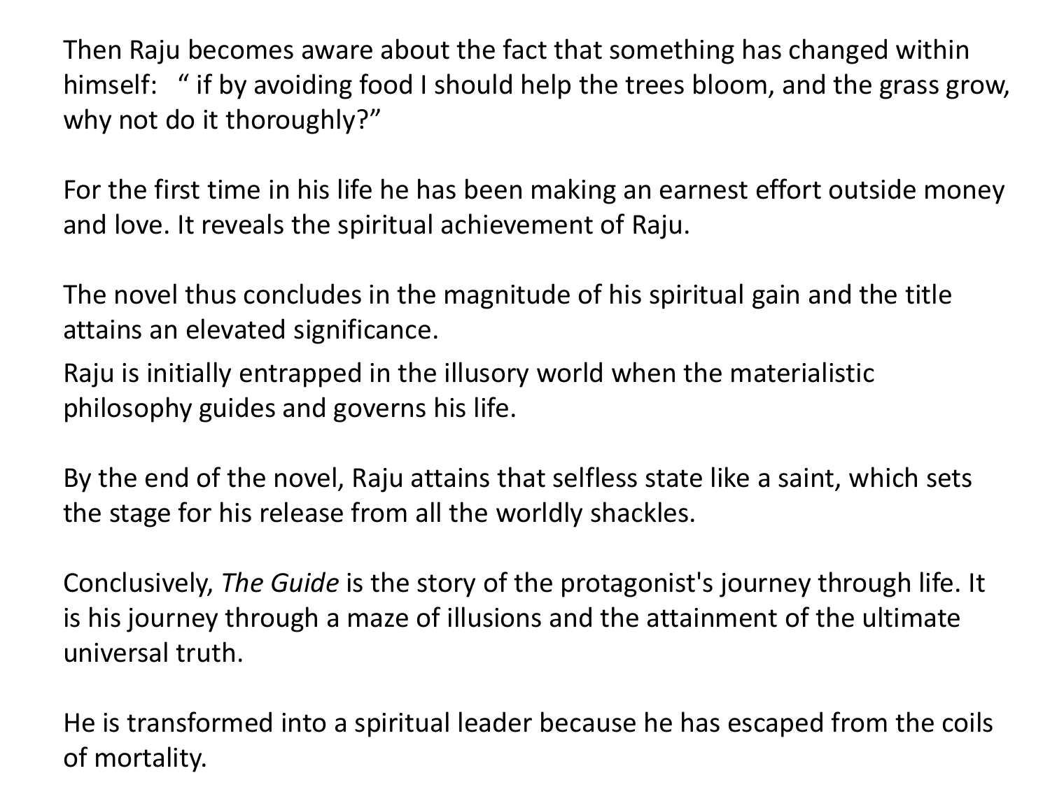Then Raju becomes aware about the fact that something has changed within himself: " if by avoiding food I should help the trees bloom, and the grass grow, why not do it thoroughly?"

For the first time in his life he has been making an earnest effort outside money and love. It reveals the spiritual achievement of Raju.

The novel thus concludes in the magnitude of his spiritual gain and the title attains an elevated significance.

Raju is initially entrapped in the illusory world when the materialistic philosophy guides and governs his life.

By the end of the novel, Raju attains that selfless state like a saint, which sets the stage for his release from all the worldly shackles.

Conclusively, *The Guide* is the story of the protagonist's journey through life. It is his journey through a maze of illusions and the attainment of the ultimate universal truth.

He is transformed into a spiritual leader because he has escaped from the coils of mortality.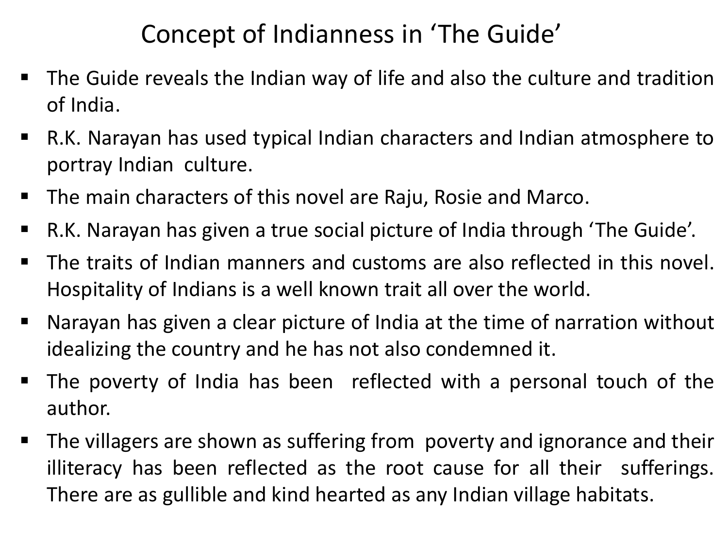# Concept of Indianness in 'The Guide'

- The Guide reveals the Indian way of life and also the culture and tradition of India.
- R.K. Narayan has used typical Indian characters and Indian atmosphere to portray Indian culture.
- The main characters of this novel are Raju, Rosie and Marco.
- R.K. Narayan has given a true social picture of India through 'The Guide'.
- The traits of Indian manners and customs are also reflected in this novel. Hospitality of Indians is a well known trait all over the world.
- Narayan has given a clear picture of India at the time of narration without idealizing the country and he has not also condemned it.
- The poverty of India has been reflected with a personal touch of the author.
- The villagers are shown as suffering from poverty and ignorance and their illiteracy has been reflected as the root cause for all their sufferings. There are as gullible and kind hearted as any Indian village habitats.